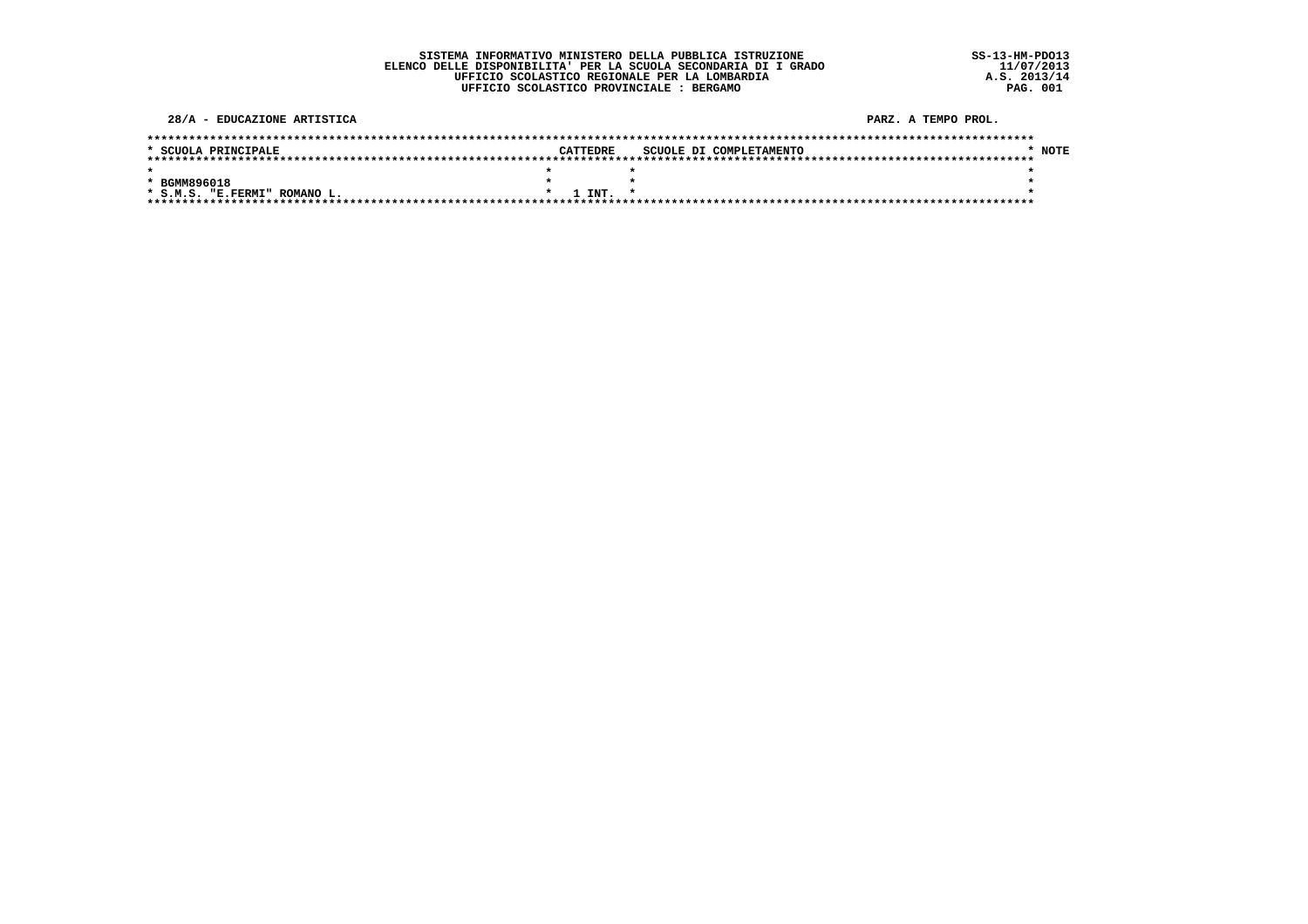SISTEMA INFORMATIVO MINISTERO DELLA PUBBLICA ISTRUZIONE
ELENCO DELLE DISPONIBILITA' PER LA SCUOLA SECONDARIA DI I GRADO
UFFICIO SCOLASTICO REGIONALE PER LA LOMBARDIA
UFFICIO SCOLASTICO PROVINCIALE : BERGAMO

SS-13-HM-PDO13
11/07/2013
A.S. 2013/14

**28/A - EDUCAZIONE ARTISTICA** — PARZ. A TEMPO PROL.

| SCUOLA PRINCIPALE | CATTEDRE | SCUOLE DI COMPLETAMENTO | NOTE |
|---|---|---|---|
| BGMM896018<br>S.M.S. "E.FERMI" ROMANO L. | 1 INT. | | |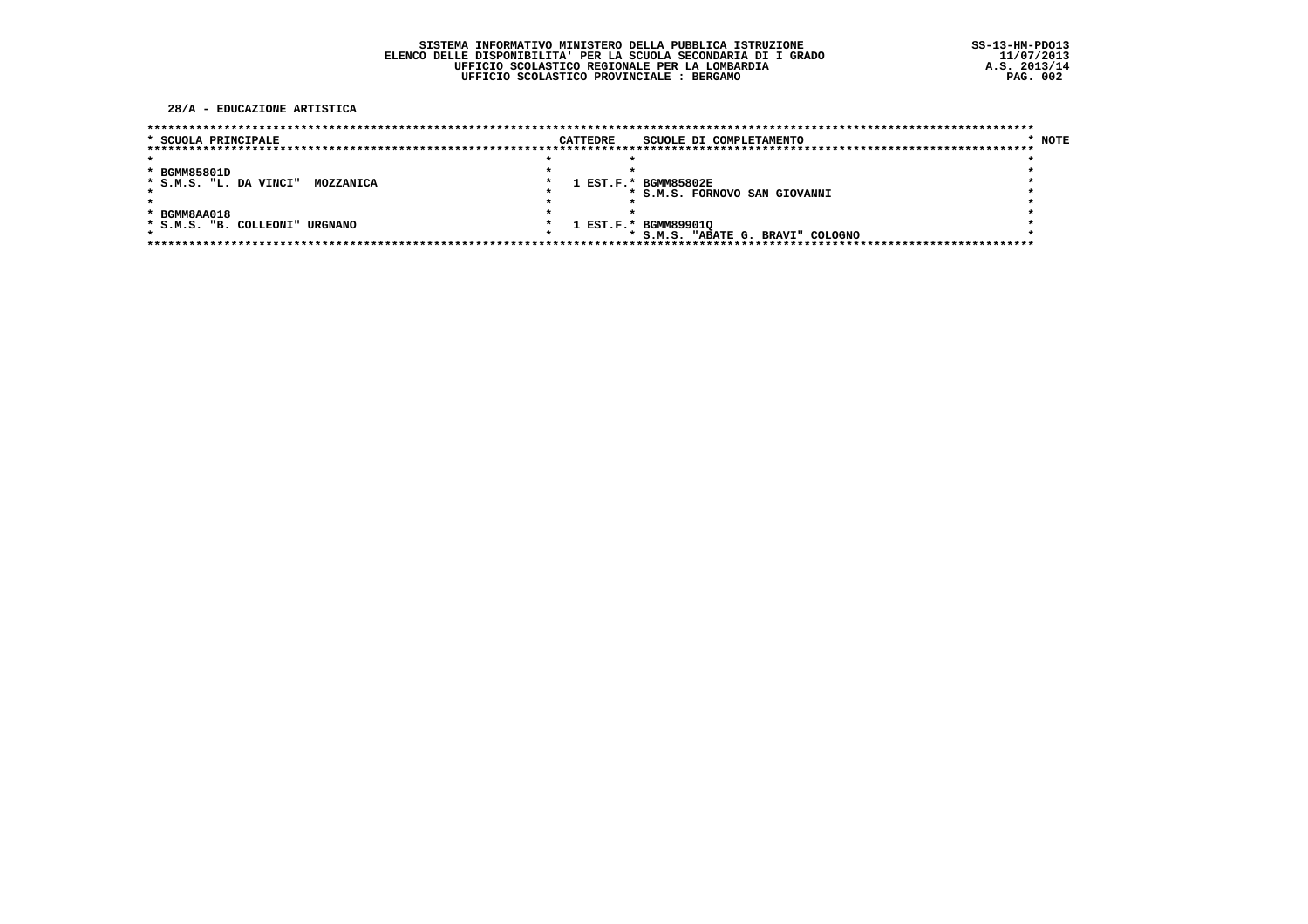SISTEMA INFORMATIVO MINISTERO DELLA PUBBLICA ISTRUZIONE
ELENCO DELLE DISPONIBILITA' PER LA SCUOLA SECONDARIA DI I GRADO
UFFICIO SCOLASTICO REGIONALE PER LA LOMBARDIA
UFFICIO SCOLASTICO PROVINCIALE : BERGAMO

SS-13-HM-PDO13
11/07/2013
A.S. 2013/14

## 28/A - EDUCAZIONE ARTISTICA

| SCUOLA PRINCIPALE | CATTEDRE | SCUOLE DI COMPLETAMENTO | NOTE |
|---|---|---|---|
| BGMM85801D<br>S.M.S. "L. DA VINCI" MOZZANICA | 1 EST.F. | BGMM85802E<br>S.M.S. FORNOVO SAN GIOVANNI | |
| BGMM8AA018<br>S.M.S. "B. COLLEONI" URGNANO | 1 EST.F. | BGMM89901Q<br>S.M.S. "ABATE G. BRAVI" COLOGNO | |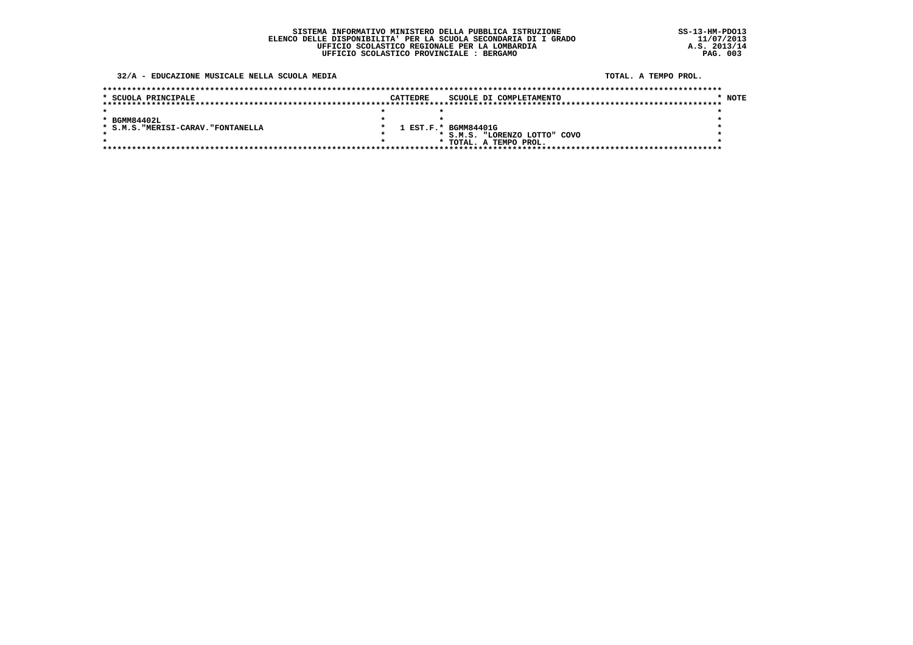**SISTEMA INFORMATIVO MINISTERO DELLA PUBBLICA ISTRUZIONE**
**ELENCO DELLE DISPONIBILITA' PER LA SCUOLA SECONDARIA DI I GRADO**
**UFFICIO SCOLASTICO REGIONALE PER LA LOMBARDIA**
**UFFICIO SCOLASTICO PROVINCIALE : BERGAMO**

SS-13-HM-PDO13
11/07/2013
A.S. 2013/14

**32/A - EDUCAZIONE MUSICALE NELLA SCUOLA MEDIA** — TOTAL. A TEMPO PROL.

| SCUOLA PRINCIPALE | CATTEDRE | SCUOLE DI COMPLETAMENTO | NOTE |
|---|---|---|---|
| BGMM84402L<br>S.M.S."MERISI-CARAV."FONTANELLA | 1 EST.F. | BGMM84401G<br>S.M.S. "LORENZO LOTTO" COVO<br>TOTAL. A TEMPO PROL. | |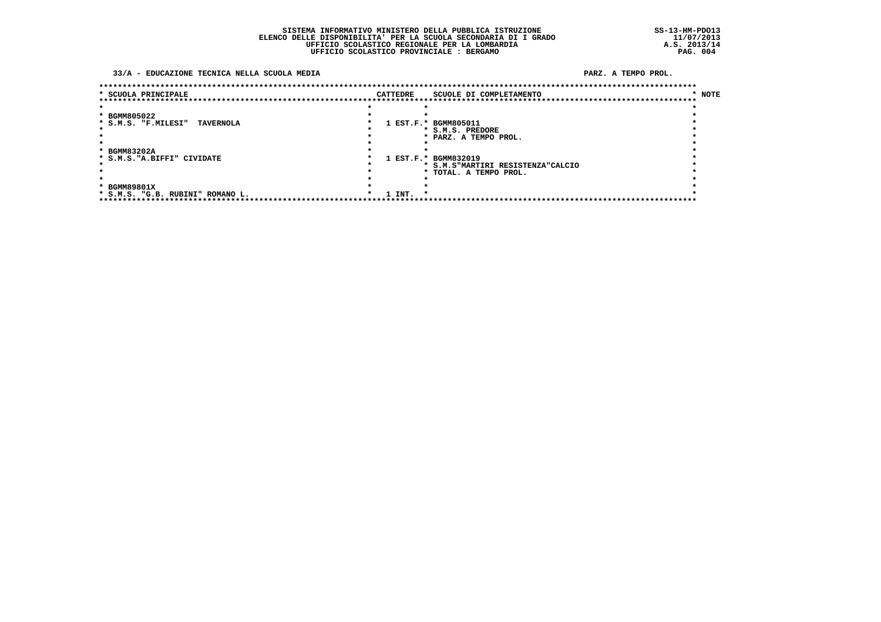**SISTEMA INFORMATIVO MINISTERO DELLA PUBBLICA ISTRUZIONE**
**ELENCO DELLE DISPONIBILITA' PER LA SCUOLA SECONDARIA DI I GRADO**
**UFFICIO SCOLASTICO REGIONALE PER LA LOMBARDIA**
**UFFICIO SCOLASTICO PROVINCIALE : BERGAMO**

SS-13-HM-PDO13
11/07/2013
A.S. 2013/14

**33/A - EDUCAZIONE TECNICA NELLA SCUOLA MEDIA** — PARZ. A TEMPO PROL.

| SCUOLA PRINCIPALE | CATTEDRE | SCUOLE DI COMPLETAMENTO | NOTE |
|---|---|---|---|
| BGMM805022<br>S.M.S. "F.MILESI" TAVERNOLA | 1 EST.F. | BGMM805011<br>S.M.S. PREDORE<br>PARZ. A TEMPO PROL. | |
| BGMM83202A<br>S.M.S."A.BIFFI" CIVIDATE | 1 EST.F. | BGMM832019<br>S.M.S"MARTIRI RESISTENZA"CALCIO<br>TOTAL. A TEMPO PROL. | |
| BGMM89801X<br>S.M.S. "G.B. RUBINI" ROMANO L. | 1 INT. | | |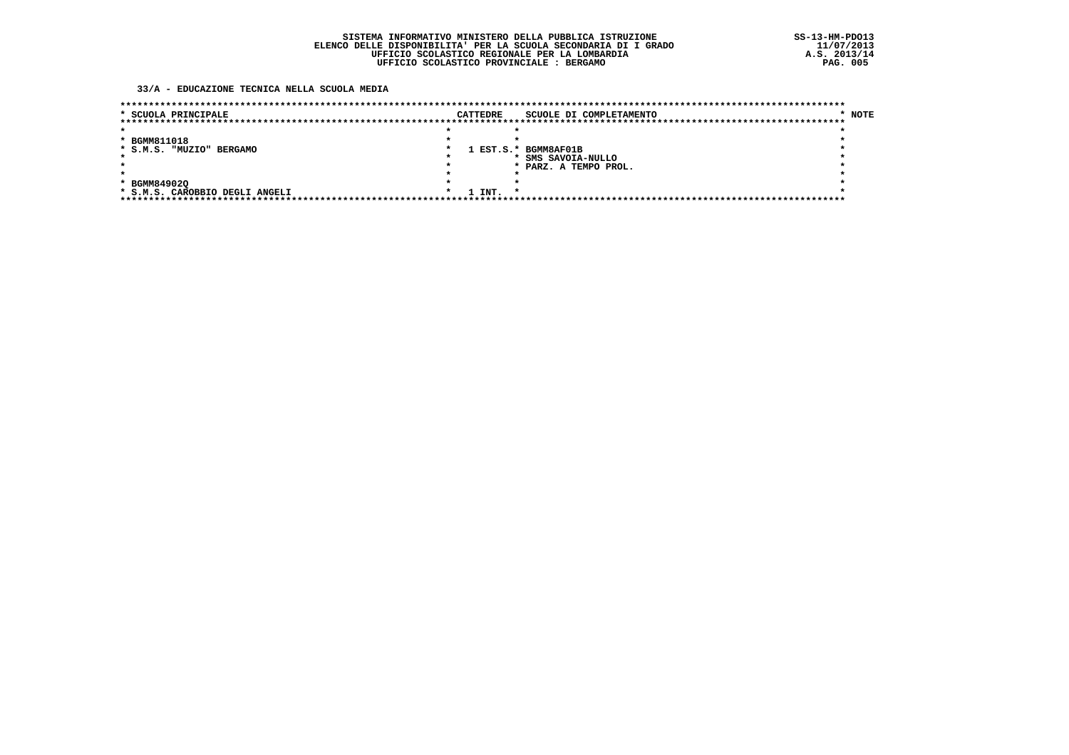SISTEMA INFORMATIVO MINISTERO DELLA PUBBLICA ISTRUZIONE
ELENCO DELLE DISPONIBILITA' PER LA SCUOLA SECONDARIA DI I GRADO
UFFICIO SCOLASTICO REGIONALE PER LA LOMBARDIA
UFFICIO SCOLASTICO PROVINCIALE : BERGAMO

SS-13-HM-PDO13
11/07/2013
A.S. 2013/14

## 33/A - EDUCAZIONE TECNICA NELLA SCUOLA MEDIA

| SCUOLA PRINCIPALE | CATTEDRE | SCUOLE DI COMPLETAMENTO | NOTE |
|---|---|---|---|
| BGMM811018<br>S.M.S. "MUZIO" BERGAMO | 1 EST.S. | BGMM8AF01B<br>SMS SAVOIA-NULLO<br>PARZ. A TEMPO PROL. | |
| BGMM84902Q<br>S.M.S. CAROBBIO DEGLI ANGELI | 1 INT. | | |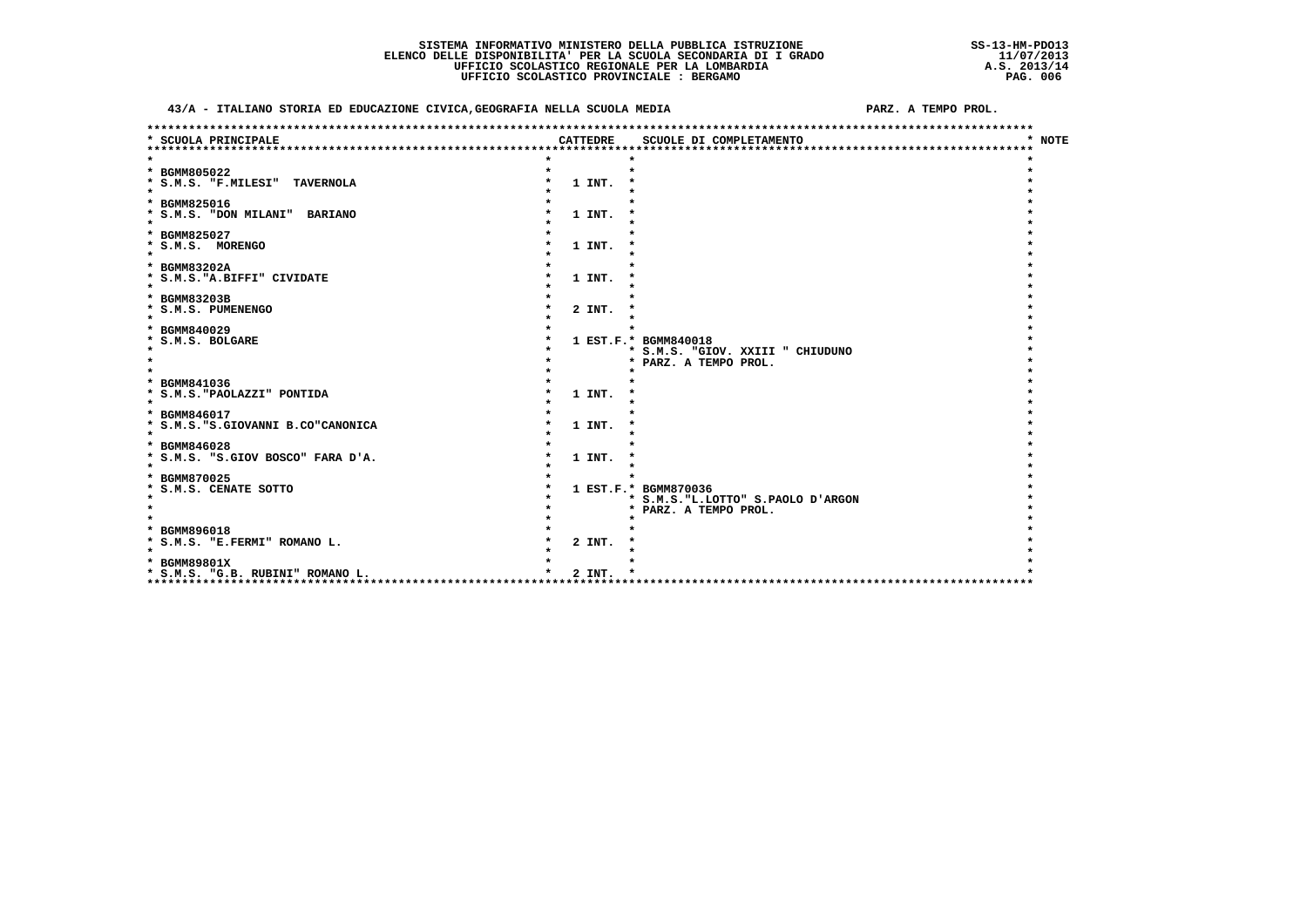SISTEMA INFORMATIVO MINISTERO DELLA PUBBLICA ISTRUZIONE
ELENCO DELLE DISPONIBILITA' PER LA SCUOLA SECONDARIA DI I GRADO
UFFICIO SCOLASTICO REGIONALE PER LA LOMBARDIA
UFFICIO SCOLASTICO PROVINCIALE : BERGAMO

SS-13-HM-PDO13
11/07/2013
A.S. 2013/14

**43/A - ITALIANO STORIA ED EDUCAZIONE CIVICA,GEOGRAFIA NELLA SCUOLA MEDIA** — PARZ. A TEMPO PROL.

| SCUOLA PRINCIPALE | CATTEDRE | SCUOLE DI COMPLETAMENTO | NOTE |
|---|---|---|---|
| BGMM805022<br>S.M.S. "F.MILESI" TAVERNOLA | 1 INT. | | |
| BGMM825016<br>S.M.S. "DON MILANI" BARIANO | 1 INT. | | |
| BGMM825027<br>S.M.S. MORENGO | 1 INT. | | |
| BGMM83202A<br>S.M.S."A.BIFFI" CIVIDATE | 1 INT. | | |
| BGMM83203B<br>S.M.S. PUMENENGO | 2 INT. | | |
| BGMM840029<br>S.M.S. BOLGARE | 1 EST.F. | BGMM840018<br>S.M.S. "GIOV. XXIII " CHIUDUNO<br>PARZ. A TEMPO PROL. | |
| BGMM841036<br>S.M.S."PAOLAZZI" PONTIDA | 1 INT. | | |
| BGMM846017<br>S.M.S."S.GIOVANNI B.CO"CANONICA | 1 INT. | | |
| BGMM846028<br>S.M.S. "S.GIOV BOSCO" FARA D'A. | 1 INT. | | |
| BGMM870025<br>S.M.S. CENATE SOTTO | 1 EST.F. | BGMM870036<br>S.M.S."L.LOTTO" S.PAOLO D'ARGON<br>PARZ. A TEMPO PROL. | |
| BGMM896018<br>S.M.S. "E.FERMI" ROMANO L. | 2 INT. | | |
| BGMM89801X<br>S.M.S. "G.B. RUBINI" ROMANO L. | 2 INT. | | |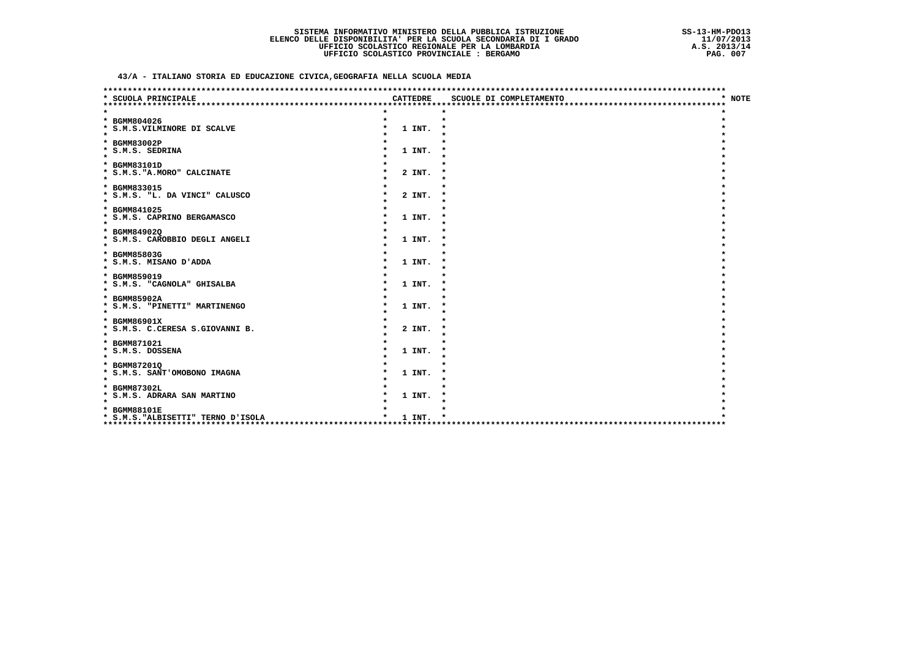SISTEMA INFORMATIVO MINISTERO DELLA PUBBLICA ISTRUZIONE
ELENCO DELLE DISPONIBILITA' PER LA SCUOLA SECONDARIA DI I GRADO
UFFICIO SCOLASTICO REGIONALE PER LA LOMBARDIA
UFFICIO SCOLASTICO PROVINCIALE : BERGAMO

SS-13-HM-PDO13
11/07/2013
A.S. 2013/14

**43/A - ITALIANO STORIA ED EDUCAZIONE CIVICA,GEOGRAFIA NELLA SCUOLA MEDIA**

| SCUOLA PRINCIPALE | CATTEDRE | SCUOLE DI COMPLETAMENTO | NOTE |
|---|---|---|---|
| BGMM804026<br>S.M.S.VILMINORE DI SCALVE | 1 INT. | | |
| BGMM83002P<br>S.M.S. SEDRINA | 1 INT. | | |
| BGMM83101D<br>S.M.S."A.MORO" CALCINATE | 2 INT. | | |
| BGMM833015<br>S.M.S. "L. DA VINCI" CALUSCO | 2 INT. | | |
| BGMM841025<br>S.M.S. CAPRINO BERGAMASCO | 1 INT. | | |
| BGMM84902Q<br>S.M.S. CAROBBIO DEGLI ANGELI | 1 INT. | | |
| BGMM85803G<br>S.M.S. MISANO D'ADDA | 1 INT. | | |
| BGMM859019<br>S.M.S. "CAGNOLA" GHISALBA | 1 INT. | | |
| BGMM85902A<br>S.M.S. "PINETTI" MARTINENGO | 1 INT. | | |
| BGMM86901X<br>S.M.S. C.CERESA S.GIOVANNI B. | 2 INT. | | |
| BGMM871021<br>S.M.S. DOSSENA | 1 INT. | | |
| BGMM87201Q<br>S.M.S. SANT'OMOBONO IMAGNA | 1 INT. | | |
| BGMM87302L<br>S.M.S. ADRARA SAN MARTINO | 1 INT. | | |
| BGMM88101E<br>S.M.S."ALBISETTI" TERNO D'ISOLA | 1 INT. | | |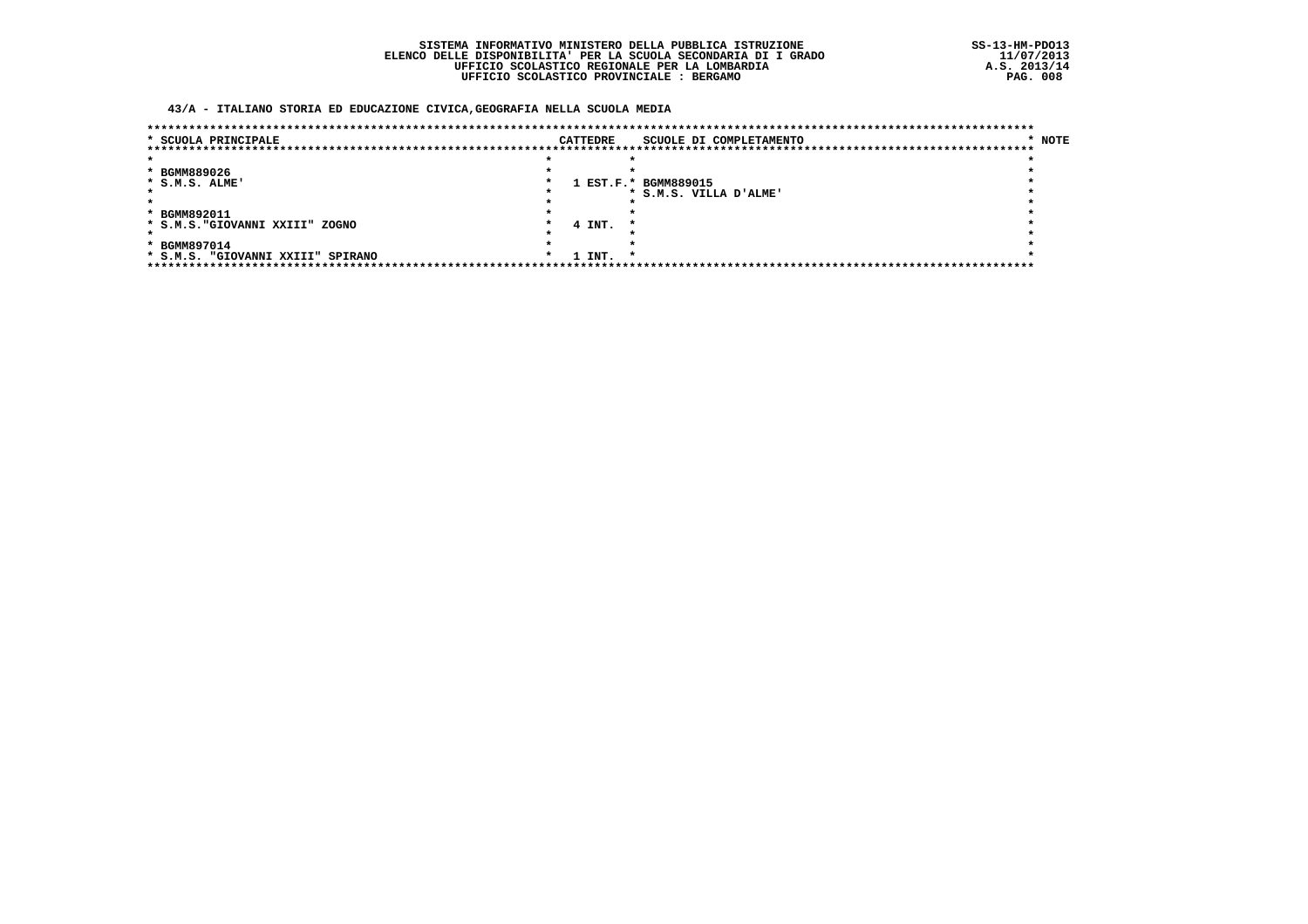SISTEMA INFORMATIVO MINISTERO DELLA PUBBLICA ISTRUZIONE
ELENCO DELLE DISPONIBILITA' PER LA SCUOLA SECONDARIA DI I GRADO
UFFICIO SCOLASTICO REGIONALE PER LA LOMBARDIA
UFFICIO SCOLASTICO PROVINCIALE : BERGAMO

SS-13-HM-PDO13
11/07/2013
A.S. 2013/14

## 43/A - ITALIANO STORIA ED EDUCAZIONE CIVICA,GEOGRAFIA NELLA SCUOLA MEDIA

| SCUOLA PRINCIPALE | CATTEDRE | SCUOLE DI COMPLETAMENTO | NOTE |
|---|---|---|---|
| BGMM889026<br>S.M.S. ALME' | 1 EST.F. | BGMM889015<br>S.M.S. VILLA D'ALME' | |
| BGMM892011<br>S.M.S."GIOVANNI XXIII" ZOGNO | 4 INT. | | |
| BGMM897014<br>S.M.S. "GIOVANNI XXIII" SPIRANO | 1 INT. | | |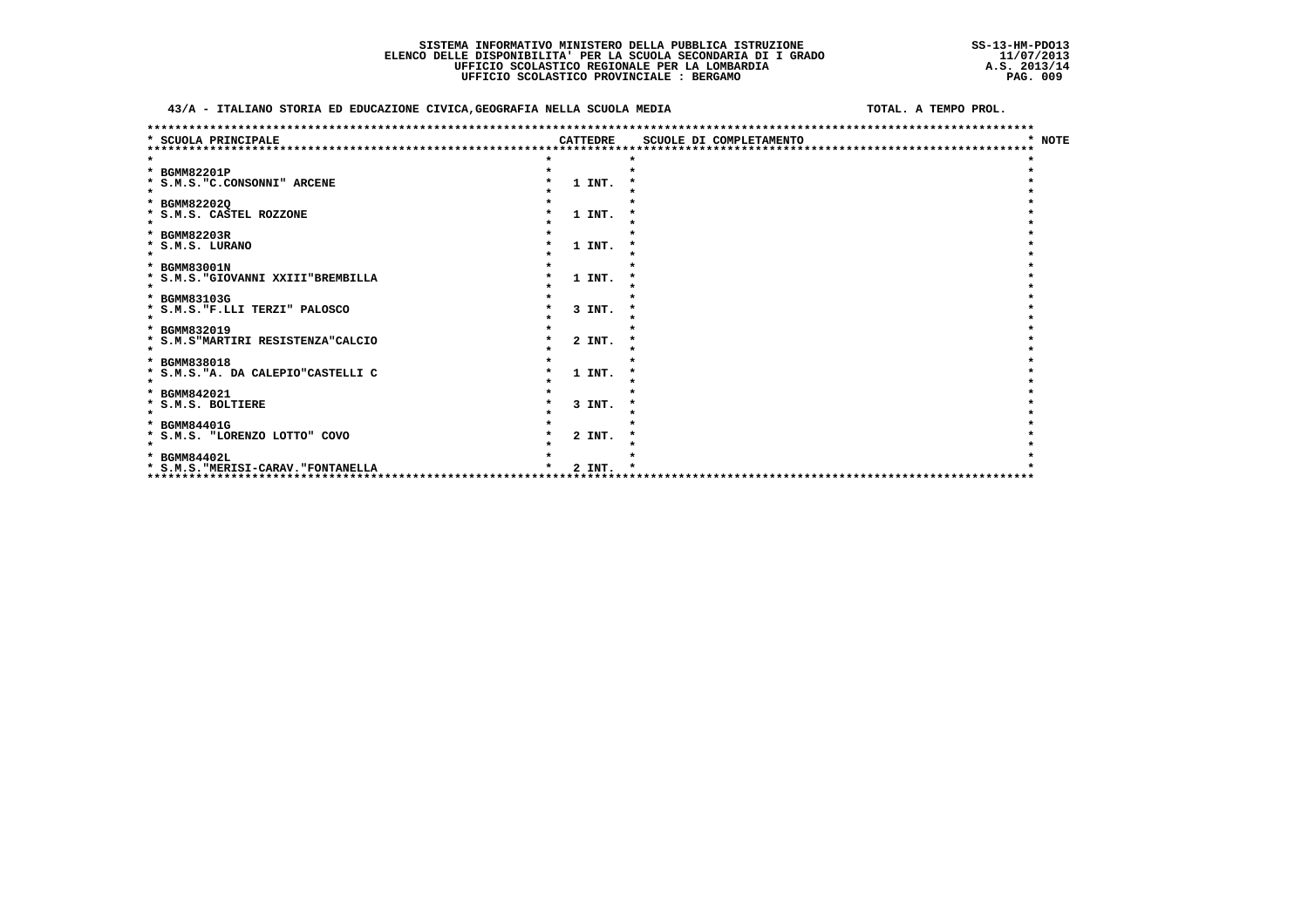SISTEMA INFORMATIVO MINISTERO DELLA PUBBLICA ISTRUZIONE
ELENCO DELLE DISPONIBILITA' PER LA SCUOLA SECONDARIA DI I GRADO
UFFICIO SCOLASTICO REGIONALE PER LA LOMBARDIA
UFFICIO SCOLASTICO PROVINCIALE : BERGAMO

SS-13-HM-PDO13
11/07/2013
A.S. 2013/14

**43/A - ITALIANO STORIA ED EDUCAZIONE CIVICA,GEOGRAFIA NELLA SCUOLA MEDIA** — TOTAL. A TEMPO PROL.

| SCUOLA PRINCIPALE | CATTEDRE | SCUOLE DI COMPLETAMENTO | NOTE |
|---|---|---|---|
| BGMM82201P<br>S.M.S."C.CONSONNI" ARCENE | 1 INT. | | |
| BGMM82202Q<br>S.M.S. CASTEL ROZZONE | 1 INT. | | |
| BGMM82203R<br>S.M.S. LURANO | 1 INT. | | |
| BGMM83001N<br>S.M.S."GIOVANNI XXIII"BREMBILLA | 1 INT. | | |
| BGMM83103G<br>S.M.S."F.LLI TERZI" PALOSCO | 3 INT. | | |
| BGMM832019<br>S.M.S"MARTIRI RESISTENZA"CALCIO | 2 INT. | | |
| BGMM838018<br>S.M.S."A. DA CALEPIO"CASTELLI C | 1 INT. | | |
| BGMM842021<br>S.M.S. BOLTIERE | 3 INT. | | |
| BGMM84401G<br>S.M.S. "LORENZO LOTTO" COVO | 2 INT. | | |
| BGMM84402L<br>S.M.S."MERISI-CARAV."FONTANELLA | 2 INT. | | |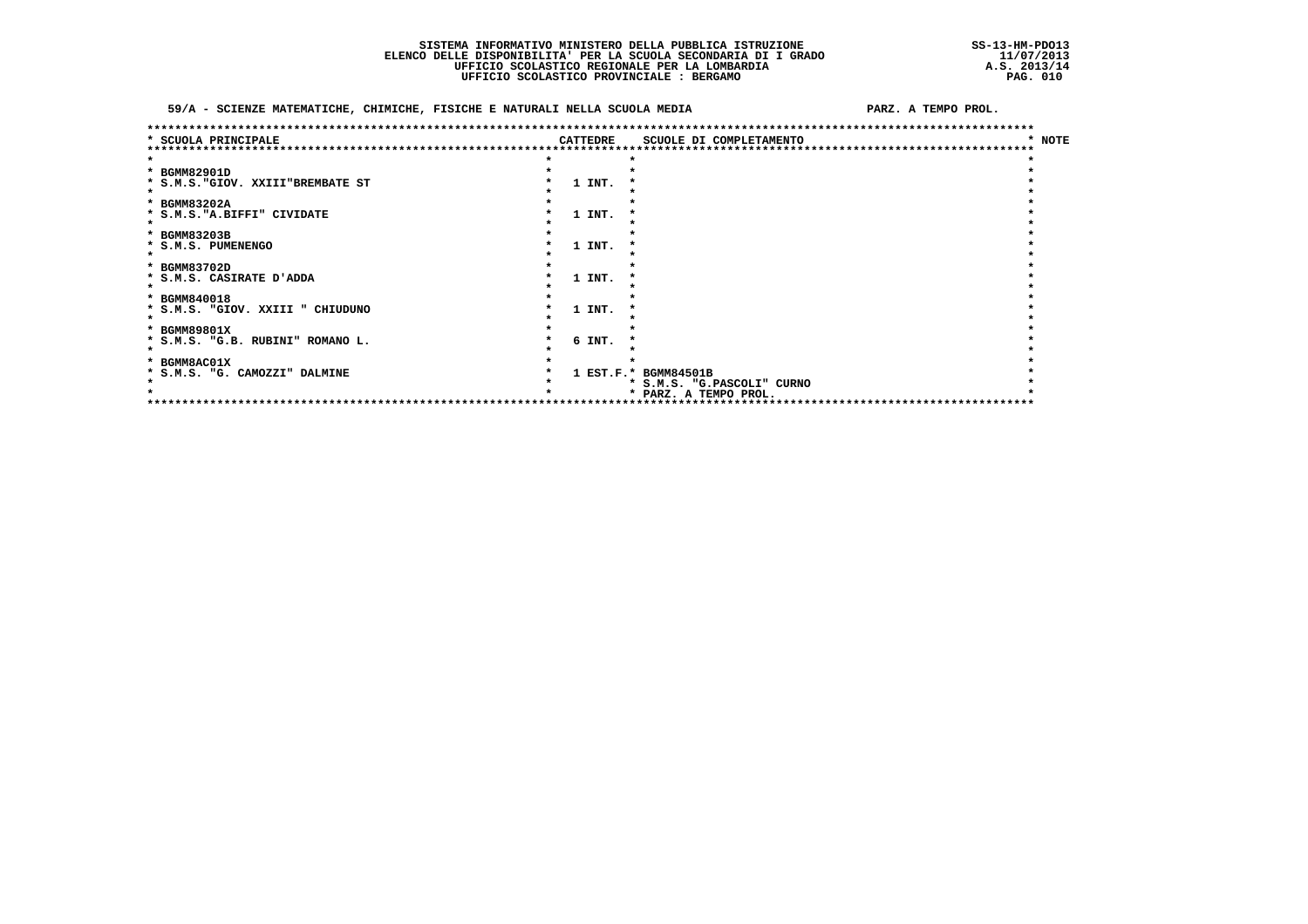**SISTEMA INFORMATIVO MINISTERO DELLA PUBBLICA ISTRUZIONE**
**ELENCO DELLE DISPONIBILITA' PER LA SCUOLA SECONDARIA DI I GRADO**
**UFFICIO SCOLASTICO REGIONALE PER LA LOMBARDIA**
**UFFICIO SCOLASTICO PROVINCIALE : BERGAMO**

SS-13-HM-PDO13
11/07/2013
A.S. 2013/14

**59/A - SCIENZE MATEMATICHE, CHIMICHE, FISICHE E NATURALI NELLA SCUOLA MEDIA** — PARZ. A TEMPO PROL.

| SCUOLA PRINCIPALE | CATTEDRE | SCUOLE DI COMPLETAMENTO | NOTE |
|---|---|---|---|
| BGMM82901D<br>S.M.S."GIOV. XXIII"BREMBATE ST | 1 INT. | | |
| BGMM83202A<br>S.M.S."A.BIFFI" CIVIDATE | 1 INT. | | |
| BGMM83203B<br>S.M.S. PUMENENGO | 1 INT. | | |
| BGMM83702D<br>S.M.S. CASIRATE D'ADDA | 1 INT. | | |
| BGMM840018<br>S.M.S. "GIOV. XXIII " CHIUDUNO | 1 INT. | | |
| BGMM89801X<br>S.M.S. "G.B. RUBINI" ROMANO L. | 6 INT. | | |
| BGMM8AC01X<br>S.M.S. "G. CAMOZZI" DALMINE | 1 EST.F. | BGMM84501B<br>S.M.S. "G.PASCOLI" CURNO<br>PARZ. A TEMPO PROL. | |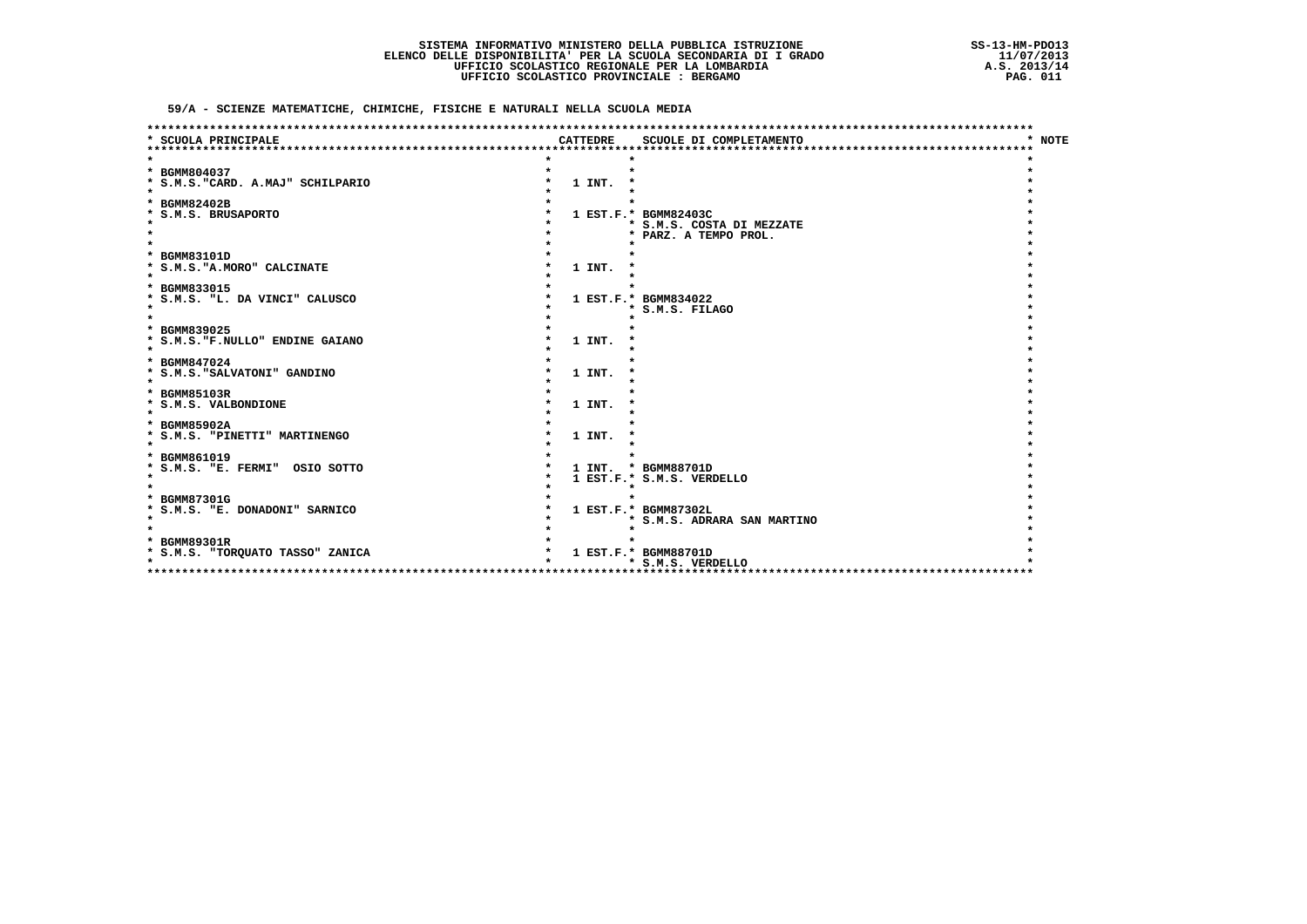SISTEMA INFORMATIVO MINISTERO DELLA PUBBLICA ISTRUZIONE
ELENCO DELLE DISPONIBILITA' PER LA SCUOLA SECONDARIA DI I GRADO
UFFICIO SCOLASTICO REGIONALE PER LA LOMBARDIA
UFFICIO SCOLASTICO PROVINCIALE : BERGAMO

SS-13-HM-PDO13
11/07/2013
A.S. 2013/14

## 59/A - SCIENZE MATEMATICHE, CHIMICHE, FISICHE E NATURALI NELLA SCUOLA MEDIA

| SCUOLA PRINCIPALE | CATTEDRE | SCUOLE DI COMPLETAMENTO | NOTE |
|---|---|---|---|
| BGMM804037<br>S.M.S."CARD. A.MAJ" SCHILPARIO | 1 INT. | | |
| BGMM82402B<br>S.M.S. BRUSAPORTO | 1 EST.F. | BGMM82403C<br>S.M.S. COSTA DI MEZZATE<br>PARZ. A TEMPO PROL. | |
| BGMM83101D<br>S.M.S."A.MORO" CALCINATE | 1 INT. | | |
| BGMM833015<br>S.M.S. "L. DA VINCI" CALUSCO | 1 EST.F. | BGMM834022<br>S.M.S. FILAGO | |
| BGMM839025<br>S.M.S."F.NULLO" ENDINE GAIANO | 1 INT. | | |
| BGMM847024<br>S.M.S."SALVATONI" GANDINO | 1 INT. | | |
| BGMM85103R<br>S.M.S. VALBONDIONE | 1 INT. | | |
| BGMM85902A<br>S.M.S. "PINETTI" MARTINENGO | 1 INT. | | |
| BGMM861019<br>S.M.S. "E. FERMI" OSIO SOTTO | 1 INT.<br>1 EST.F. | BGMM88701D<br>S.M.S. VERDELLO | |
| BGMM87301G<br>S.M.S. "E. DONADONI" SARNICO | 1 EST.F. | BGMM87302L<br>S.M.S. ADRARA SAN MARTINO | |
| BGMM89301R<br>S.M.S. "TORQUATO TASSO" ZANICA | 1 EST.F. | BGMM88701D<br>S.M.S. VERDELLO | |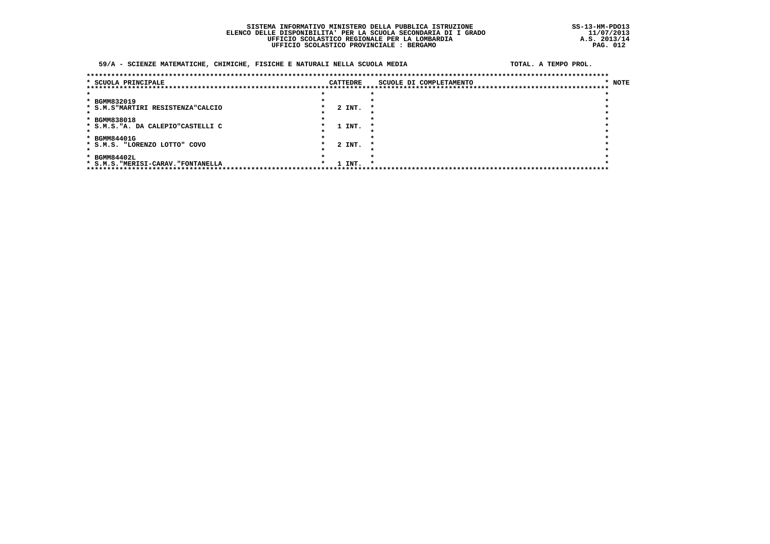SISTEMA INFORMATIVO MINISTERO DELLA PUBBLICA ISTRUZIONE
ELENCO DELLE DISPONIBILITA' PER LA SCUOLA SECONDARIA DI I GRADO
UFFICIO SCOLASTICO REGIONALE PER LA LOMBARDIA
UFFICIO SCOLASTICO PROVINCIALE : BERGAMO

SS-13-HM-PDO13
11/07/2013
A.S. 2013/14

**59/A - SCIENZE MATEMATICHE, CHIMICHE, FISICHE E NATURALI NELLA SCUOLA MEDIA** — TOTAL. A TEMPO PROL.

| SCUOLA PRINCIPALE | CATTEDRE | SCUOLE DI COMPLETAMENTO | NOTE |
|---|---|---|---|
| BGMM832019<br>S.M.S"MARTIRI RESISTENZA"CALCIO | 2 INT. | | |
| BGMM838018<br>S.M.S."A. DA CALEPIO"CASTELLI C | 1 INT. | | |
| BGMM84401G<br>S.M.S. "LORENZO LOTTO" COVO | 2 INT. | | |
| BGMM84402L<br>S.M.S."MERISI-CARAV."FONTANELLA | 1 INT. | | |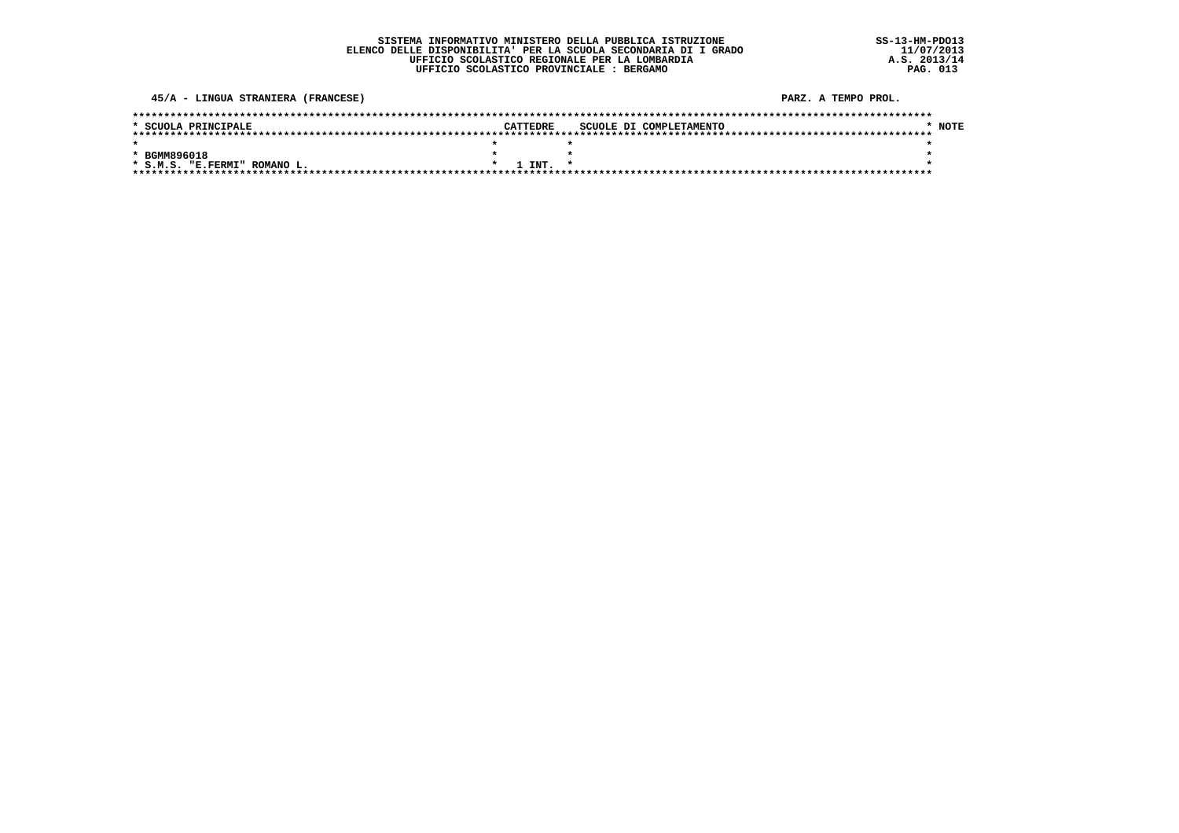SISTEMA INFORMATIVO MINISTERO DELLA PUBBLICA ISTRUZIONE
ELENCO DELLE DISPONIBILITA' PER LA SCUOLA SECONDARIA DI I GRADO
UFFICIO SCOLASTICO REGIONALE PER LA LOMBARDIA
UFFICIO SCOLASTICO PROVINCIALE : BERGAMO

SS-13-HM-PDO13
11/07/2013
A.S. 2013/14

45/A - LINGUA STRANIERA (FRANCESE)

PARZ. A TEMPO PROL.

| SCUOLA PRINCIPALE | CATTEDRE | SCUOLE DI COMPLETAMENTO | NOTE |
|---|---|---|---|
| BGMM896018 S.M.S. "E.FERMI" ROMANO L. | 1 INT. | | |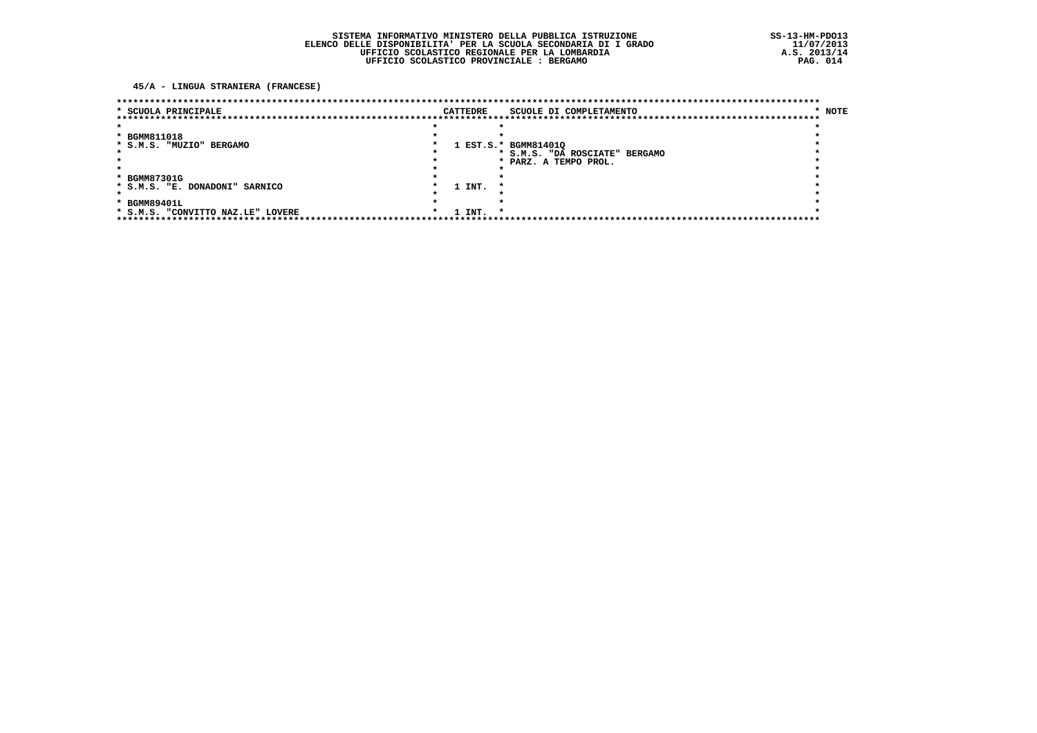SISTEMA INFORMATIVO MINISTERO DELLA PUBBLICA ISTRUZIONE
ELENCO DELLE DISPONIBILITA' PER LA SCUOLA SECONDARIA DI I GRADO
UFFICIO SCOLASTICO REGIONALE PER LA LOMBARDIA
UFFICIO SCOLASTICO PROVINCIALE : BERGAMO

SS-13-HM-PDO13
11/07/2013
A.S. 2013/14

**45/A - LINGUA STRANIERA (FRANCESE)**

| SCUOLA PRINCIPALE | CATTEDRE | SCUOLE DI COMPLETAMENTO | NOTE |
|---|---|---|---|
| BGMM811018<br>S.M.S. "MUZIO" BERGAMO | 1 EST.S. | BGMM81401Q<br>S.M.S. "DA ROSCIATE" BERGAMO<br>PARZ. A TEMPO PROL. | |
| BGMM87301G<br>S.M.S. "E. DONADONI" SARNICO | 1 INT. | | |
| BGMM89401L<br>S.M.S. "CONVITTO NAZ.LE" LOVERE | 1 INT. | | |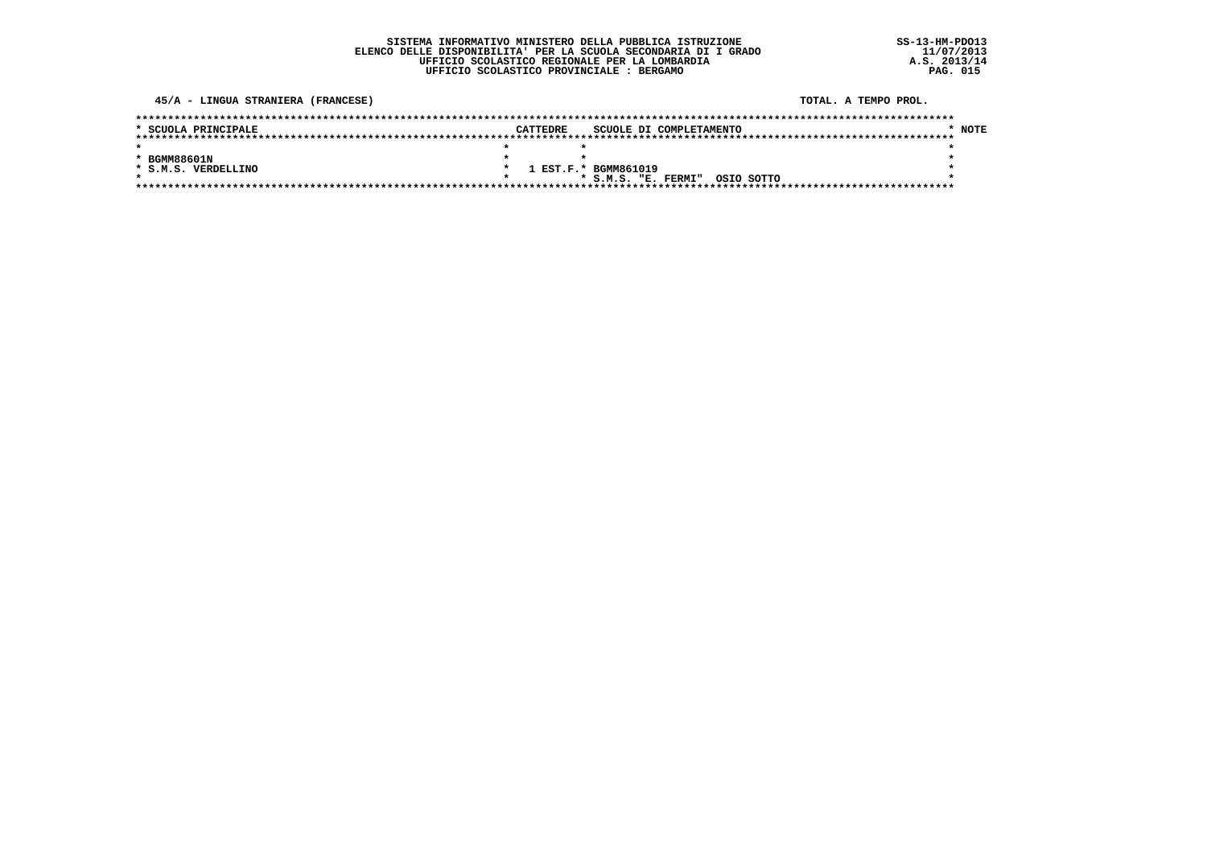**SISTEMA INFORMATIVO MINISTERO DELLA PUBBLICA ISTRUZIONE**
**ELENCO DELLE DISPONIBILITA' PER LA SCUOLA SECONDARIA DI I GRADO**
**UFFICIO SCOLASTICO REGIONALE PER LA LOMBARDIA**
**UFFICIO SCOLASTICO PROVINCIALE : BERGAMO**

SS-13-HM-PDO13
11/07/2013
A.S. 2013/14

**45/A - LINGUA STRANIERA (FRANCESE)** — TOTAL. A TEMPO PROL.

| SCUOLA PRINCIPALE | CATTEDRE | SCUOLE DI COMPLETAMENTO | NOTE |
|---|---|---|---|
| BGMM88601N<br>S.M.S. VERDELLINO | 1 EST.F. | BGMM861019<br>S.M.S. "E. FERMI" OSIO SOTTO | |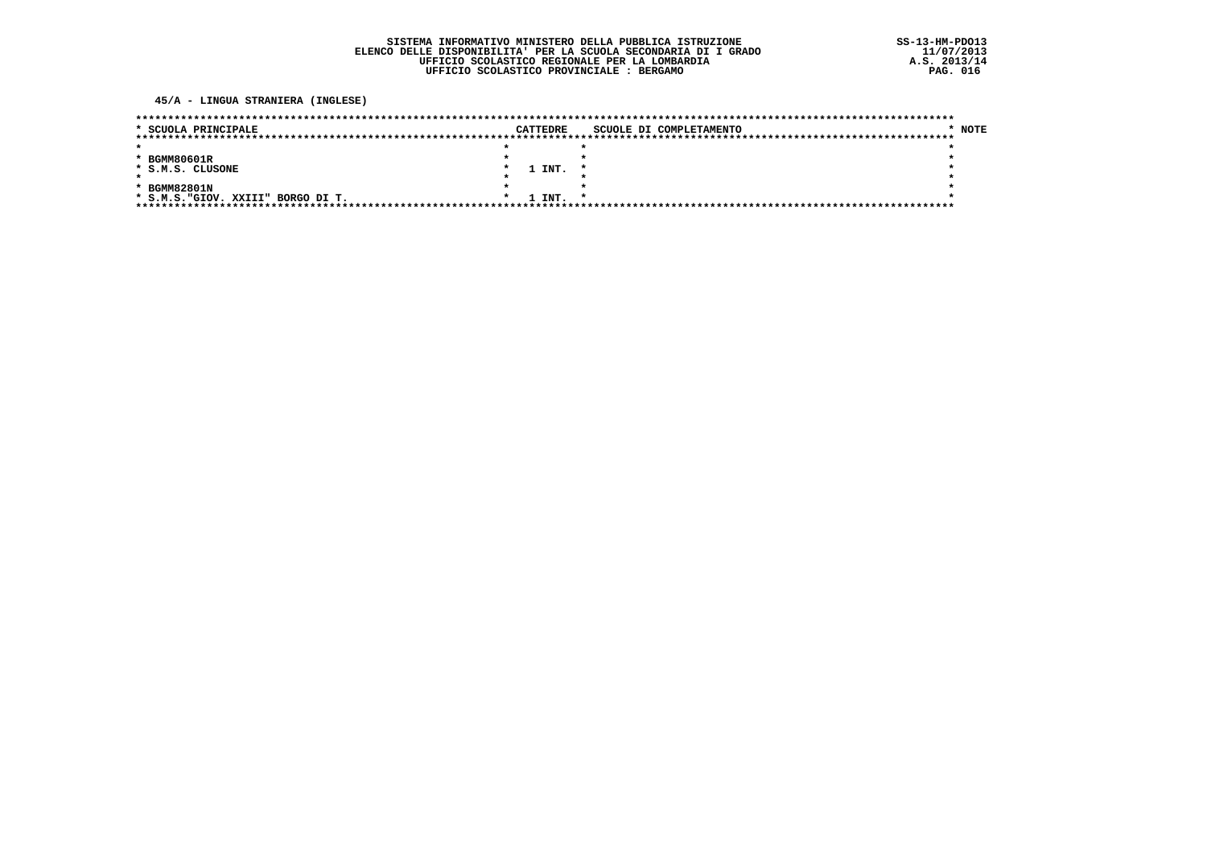SISTEMA INFORMATIVO MINISTERO DELLA PUBBLICA ISTRUZIONE
ELENCO DELLE DISPONIBILITA' PER LA SCUOLA SECONDARIA DI I GRADO
UFFICIO SCOLASTICO REGIONALE PER LA LOMBARDIA
UFFICIO SCOLASTICO PROVINCIALE : BERGAMO

SS-13-HM-PDO13
11/07/2013
A.S. 2013/14

**45/A - LINGUA STRANIERA (INGLESE)**

| SCUOLA PRINCIPALE | CATTEDRE | SCUOLE DI COMPLETAMENTO | NOTE |
|---|---|---|---|
| BGMM80601R<br>S.M.S. CLUSONE | 1 INT. | | |
| BGMM82801N<br>S.M.S."GIOV. XXIII" BORGO DI T. | 1 INT. | | |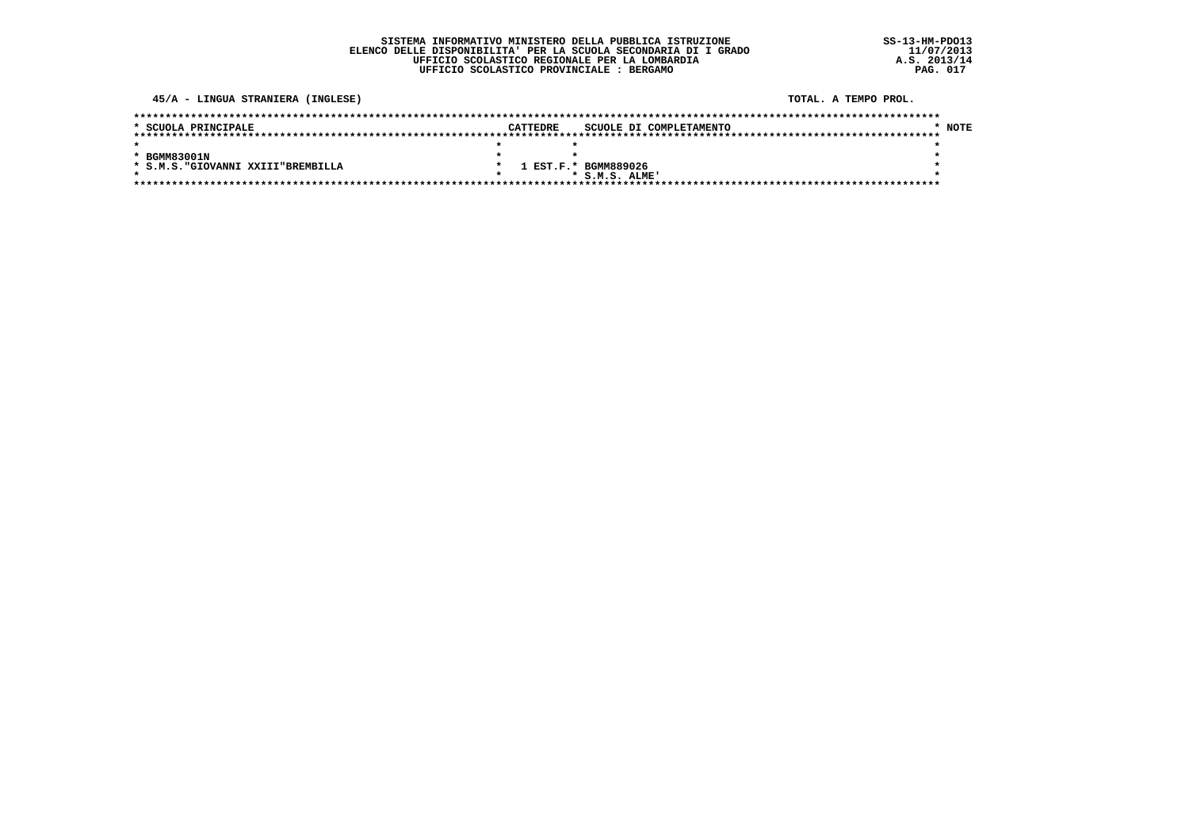SISTEMA INFORMATIVO MINISTERO DELLA PUBBLICA ISTRUZIONE
ELENCO DELLE DISPONIBILITA' PER LA SCUOLA SECONDARIA DI I GRADO
UFFICIO SCOLASTICO REGIONALE PER LA LOMBARDIA
UFFICIO SCOLASTICO PROVINCIALE : BERGAMO

SS-13-HM-PDO13
11/07/2013
A.S. 2013/14

45/A - LINGUA STRANIERA (INGLESE)

TOTAL. A TEMPO PROL.

| SCUOLA PRINCIPALE | CATTEDRE | SCUOLE DI COMPLETAMENTO | NOTE |
|---|---|---|---|
| BGMM83001N<br>S.M.S."GIOVANNI XXIII"BREMBILLA | 1 EST.F. | BGMM889026<br>S.M.S. ALME' | |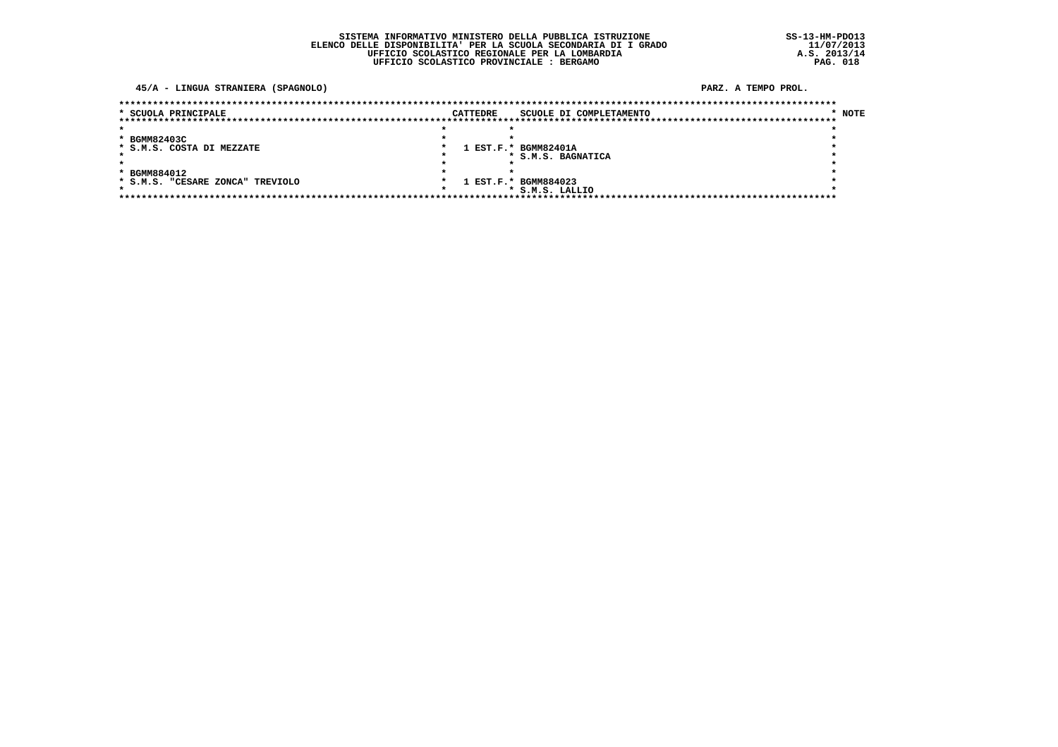SISTEMA INFORMATIVO MINISTERO DELLA PUBBLICA ISTRUZIONE
ELENCO DELLE DISPONIBILITA' PER LA SCUOLA SECONDARIA DI I GRADO
UFFICIO SCOLASTICO REGIONALE PER LA LOMBARDIA
UFFICIO SCOLASTICO PROVINCIALE : BERGAMO

SS-13-HM-PDO13
11/07/2013
A.S. 2013/14

**45/A - LINGUA STRANIERA (SPAGNOLO)**

**PARZ. A TEMPO PROL.**

| SCUOLA PRINCIPALE | CATTEDRE | SCUOLE DI COMPLETAMENTO | NOTE |
|---|---|---|---|
| BGMM82403C<br>S.M.S. COSTA DI MEZZATE | 1 EST.F. | BGMM82401A<br>S.M.S. BAGNATICA | |
| BGMM884012<br>S.M.S. "CESARE ZONCA" TREVIOLO | 1 EST.F. | BGMM884023<br>S.M.S. LALLIO | |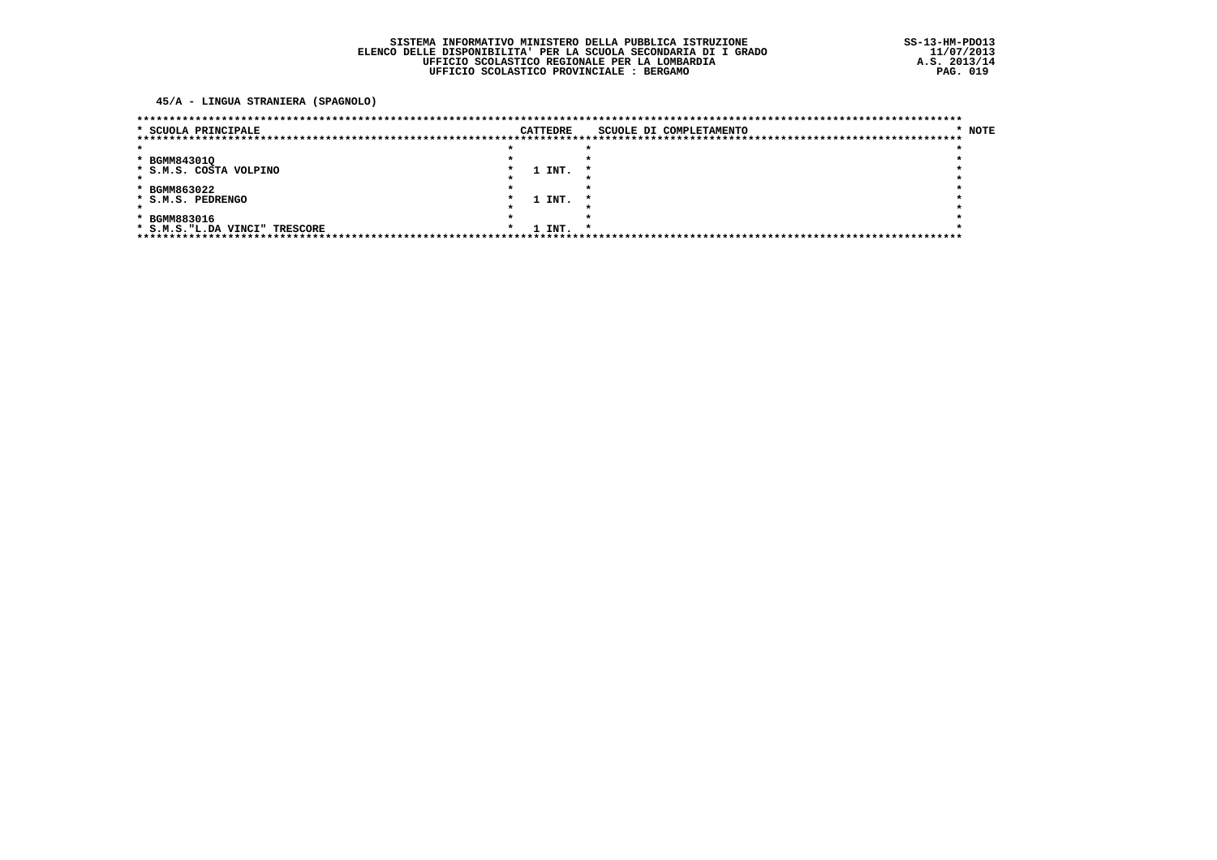SISTEMA INFORMATIVO MINISTERO DELLA PUBBLICA ISTRUZIONE
ELENCO DELLE DISPONIBILITA' PER LA SCUOLA SECONDARIA DI I GRADO
UFFICIO SCOLASTICO REGIONALE PER LA LOMBARDIA
UFFICIO SCOLASTICO PROVINCIALE : BERGAMO

SS-13-HM-PDO13
11/07/2013
A.S. 2013/14

**45/A - LINGUA STRANIERA (SPAGNOLO)**

| SCUOLA PRINCIPALE | CATTEDRE | SCUOLE DI COMPLETAMENTO | NOTE |
|---|---|---|---|
| BGMM84301Q<br>S.M.S. COSTA VOLPINO | 1 INT. | | |
| BGMM863022<br>S.M.S. PEDRENGO | 1 INT. | | |
| BGMM883016<br>S.M.S."L.DA VINCI" TRESCORE | 1 INT. | | |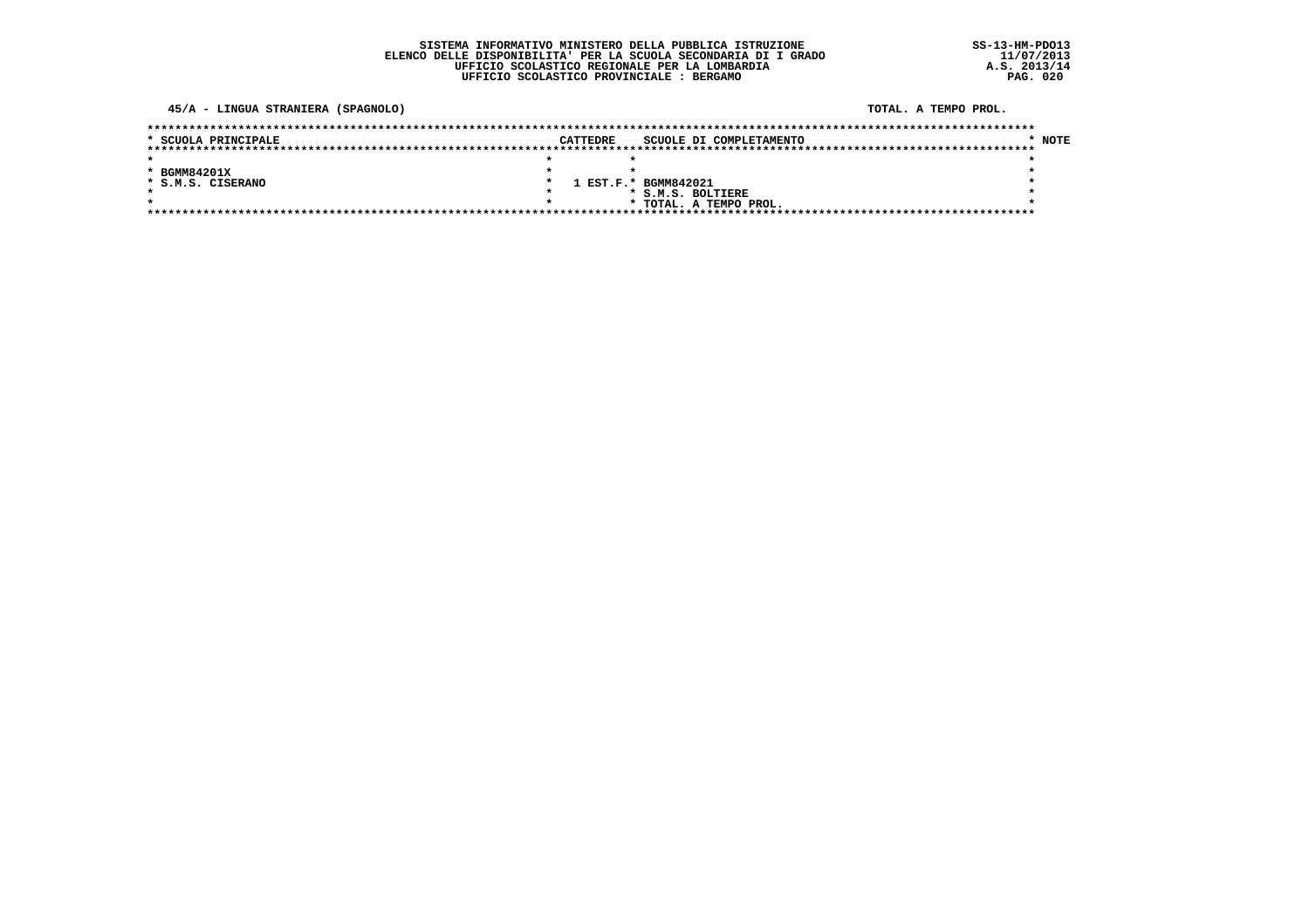SISTEMA INFORMATIVO MINISTERO DELLA PUBBLICA ISTRUZIONE
ELENCO DELLE DISPONIBILITA' PER LA SCUOLA SECONDARIA DI I GRADO
UFFICIO SCOLASTICO REGIONALE PER LA LOMBARDIA
UFFICIO SCOLASTICO PROVINCIALE : BERGAMO

SS-13-HM-PDO13
11/07/2013
A.S. 2013/14

**45/A - LINGUA STRANIERA (SPAGNOLO)** — TOTAL. A TEMPO PROL.

| SCUOLA PRINCIPALE | CATTEDRE | SCUOLE DI COMPLETAMENTO | NOTE |
|---|---|---|---|
| BGMM84201X<br>S.M.S. CISERANO | 1 EST.F. | BGMM842021<br>S.M.S. BOLTIERE<br>TOTAL. A TEMPO PROL. | |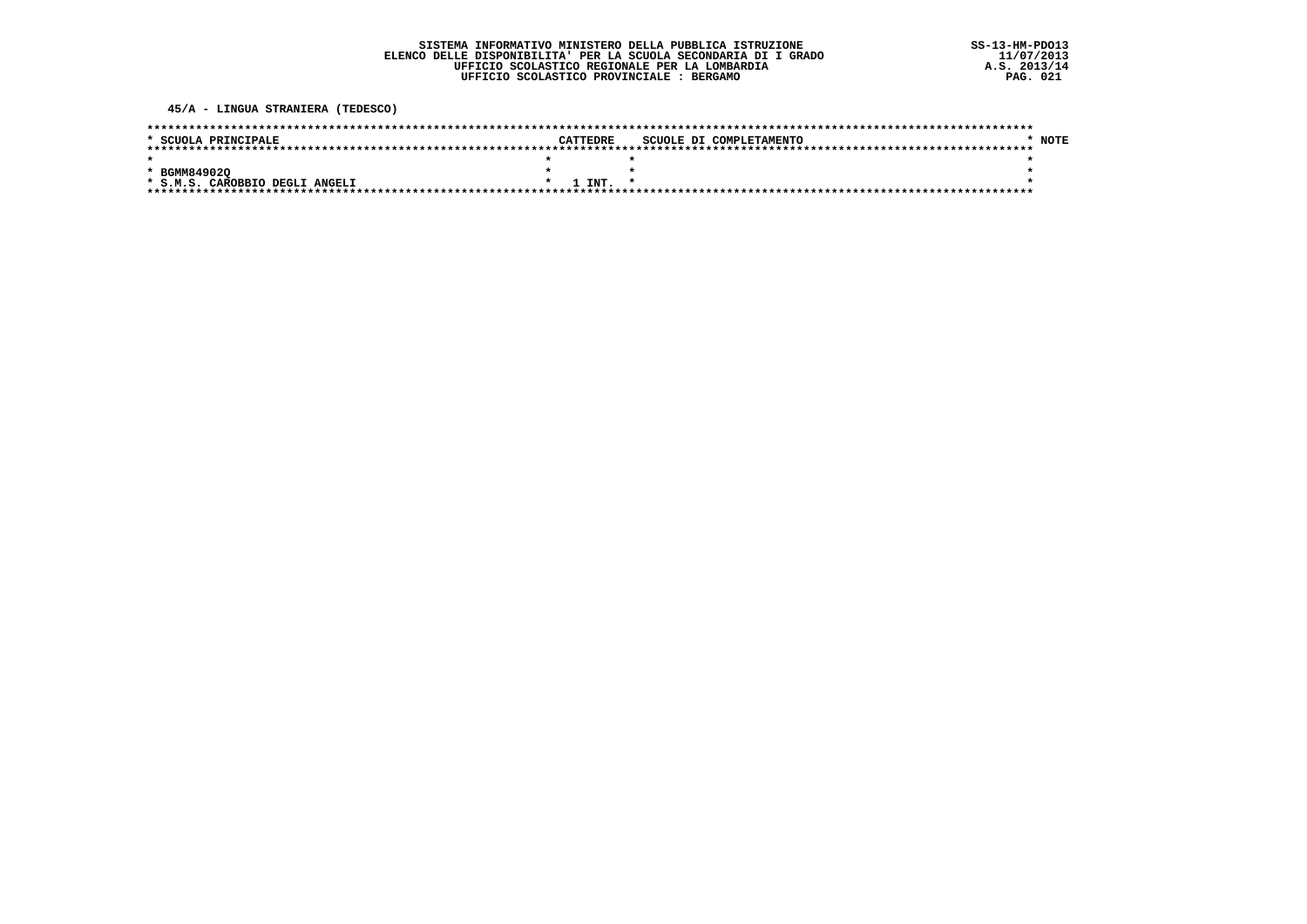SISTEMA INFORMATIVO MINISTERO DELLA PUBBLICA ISTRUZIONE
ELENCO DELLE DISPONIBILITA' PER LA SCUOLA SECONDARIA DI I GRADO
UFFICIO SCOLASTICO REGIONALE PER LA LOMBARDIA
UFFICIO SCOLASTICO PROVINCIALE : BERGAMO

SS-13-HM-PDO13
11/07/2013
A.S. 2013/14

**45/A - LINGUA STRANIERA (TEDESCO)**

| SCUOLA PRINCIPALE | CATTEDRE | SCUOLE DI COMPLETAMENTO | NOTE |
|---|---|---|---|
| BGMM84902Q<br>S.M.S. CAROBBIO DEGLI ANGELI | 1 INT. | | |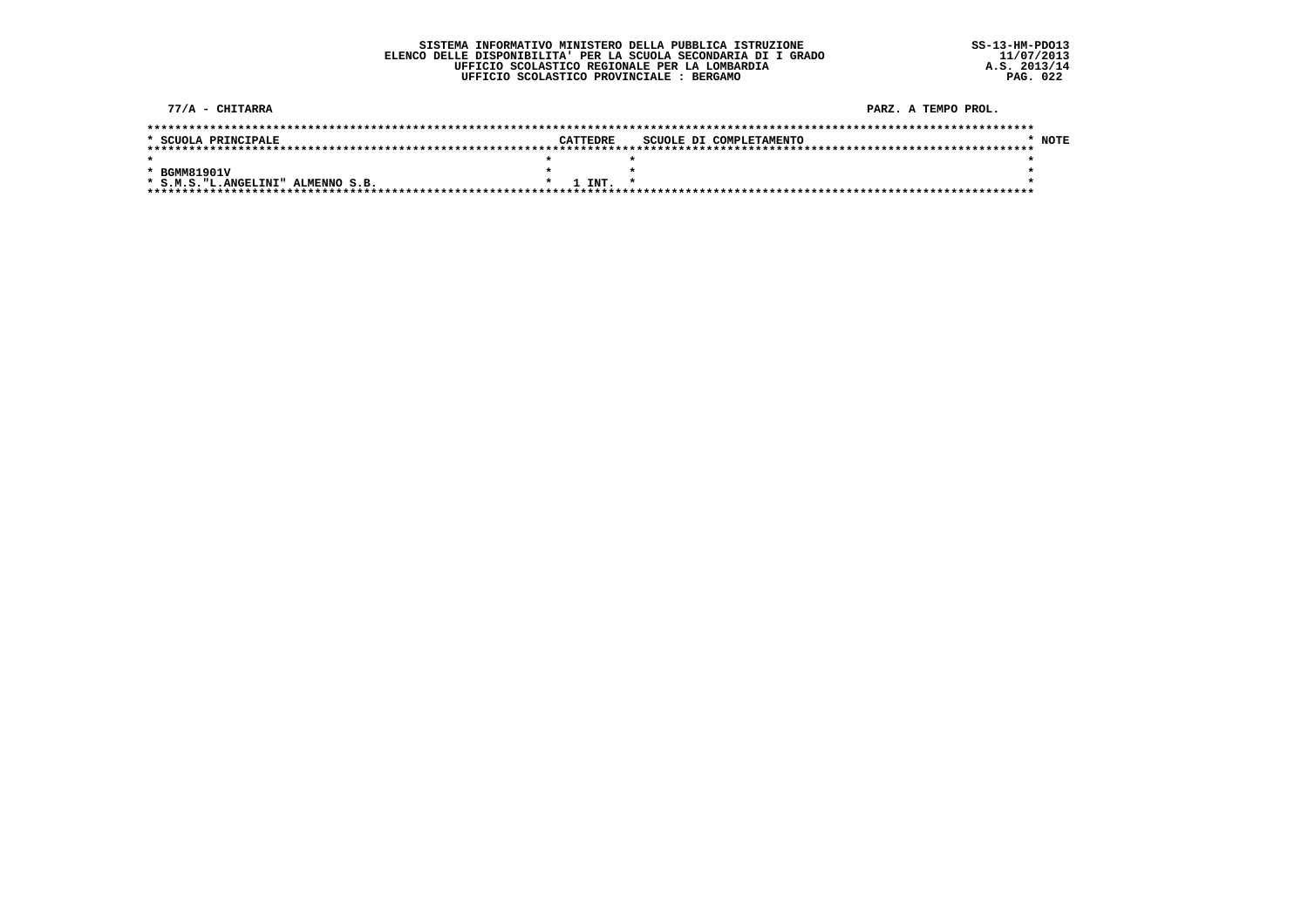**77/A - CHITARRA** **PARZ. A TEMPO PROL.**

| SCUOLA PRINCIPALE | CATTEDRE | SCUOLE DI COMPLETAMENTO | NOTE |
|---|---|---|---|
| BGMM81901V S.M.S."L.ANGELINI" ALMENNO S.B. | 1 INT. | | |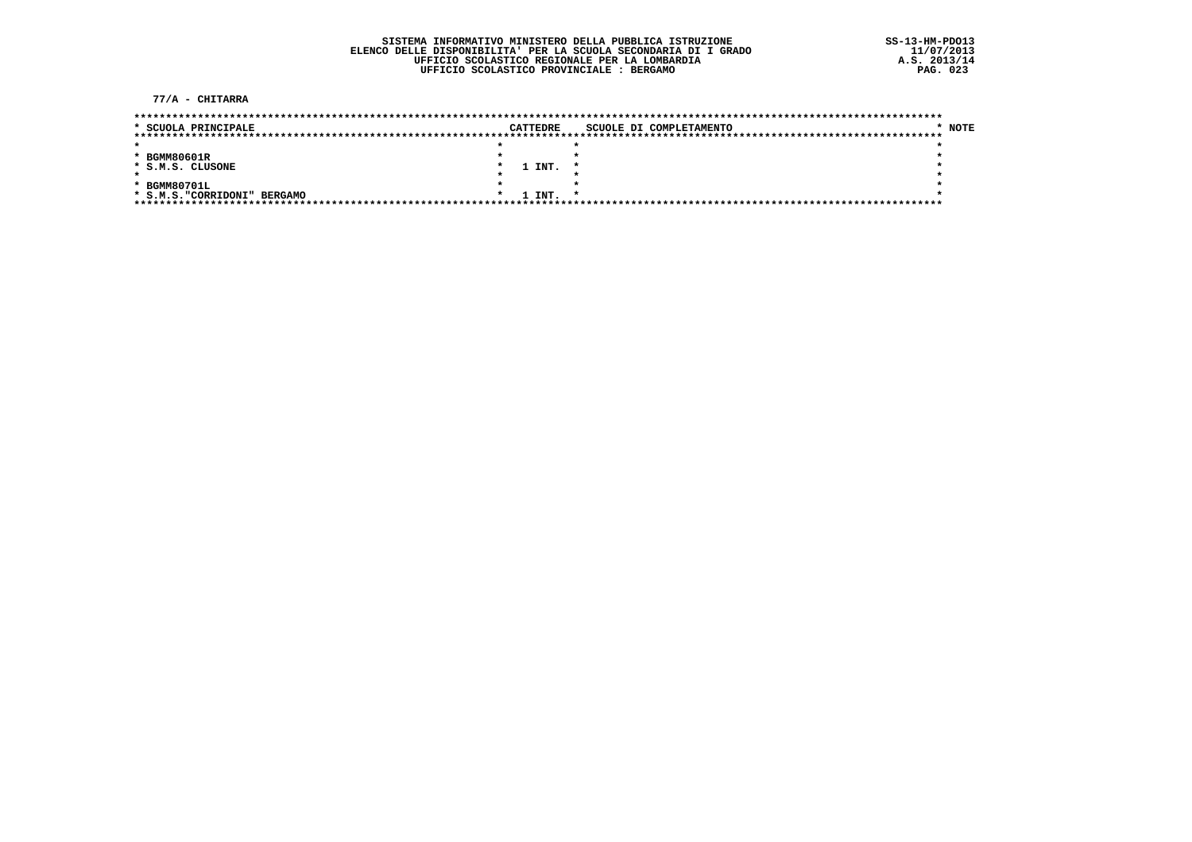SISTEMA INFORMATIVO MINISTERO DELLA PUBBLICA ISTRUZIONE
ELENCO DELLE DISPONIBILITA' PER LA SCUOLA SECONDARIA DI I GRADO
UFFICIO SCOLASTICO REGIONALE PER LA LOMBARDIA
UFFICIO SCOLASTICO PROVINCIALE : BERGAMO

SS-13-HM-PDO13
11/07/2013
A.S. 2013/14

**77/A - CHITARRA**

| SCUOLA PRINCIPALE | CATTEDRE | SCUOLE DI COMPLETAMENTO | NOTE |
|---|---|---|---|
| BGMM80601R<br>S.M.S. CLUSONE | 1 INT. | | |
| BGMM80701L<br>S.M.S."CORRIDONI" BERGAMO | 1 INT. | | |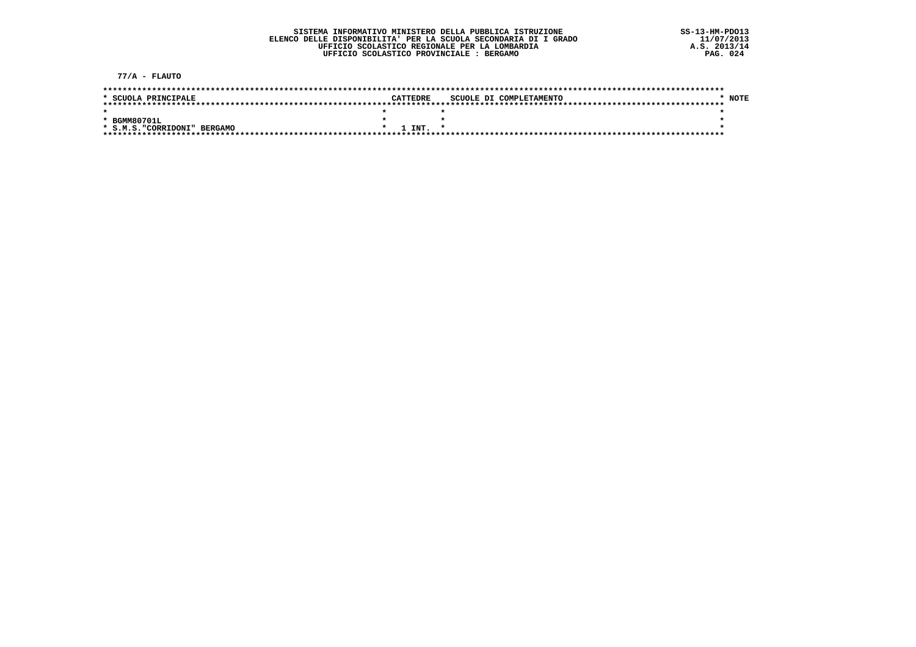SISTEMA INFORMATIVO MINISTERO DELLA PUBBLICA ISTRUZIONE
ELENCO DELLE DISPONIBILITA' PER LA SCUOLA SECONDARIA DI I GRADO
UFFICIO SCOLASTICO REGIONALE PER LA LOMBARDIA
UFFICIO SCOLASTICO PROVINCIALE : BERGAMO

SS-13-HM-PDO13
11/07/2013
A.S. 2013/14

**77/A - FLAUTO**

| SCUOLA PRINCIPALE | CATTEDRE | SCUOLE DI COMPLETAMENTO | NOTE |
|---|---|---|---|
| BGMM80701L<br>S.M.S."CORRIDONI" BERGAMO | 1 INT. | | |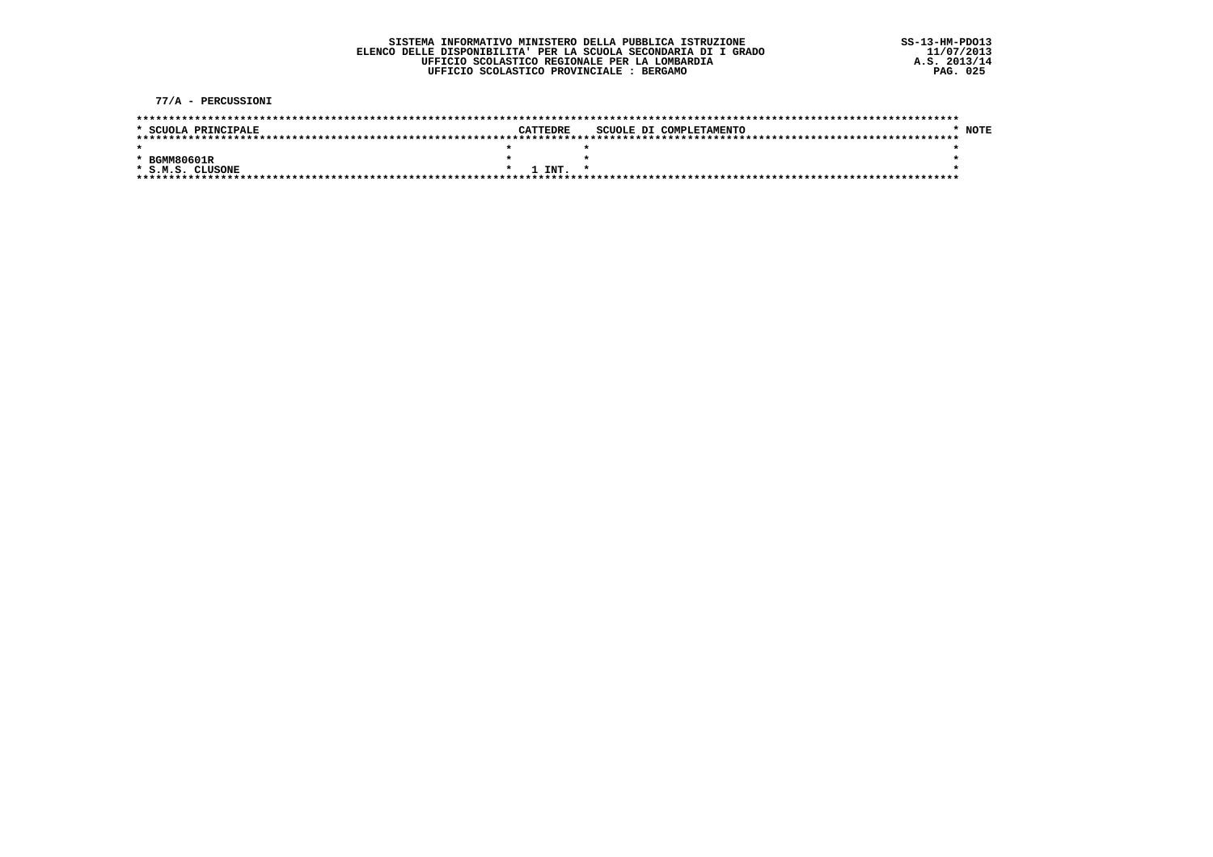77/A - PERCUSSIONI

| SCUOLA PRINCIPALE | CATTEDRE | SCUOLE DI COMPLETAMENTO | NOTE |
|---|---|---|---|
| BGMM80601R<br>S.M.S. CLUSONE | 1 INT. | | |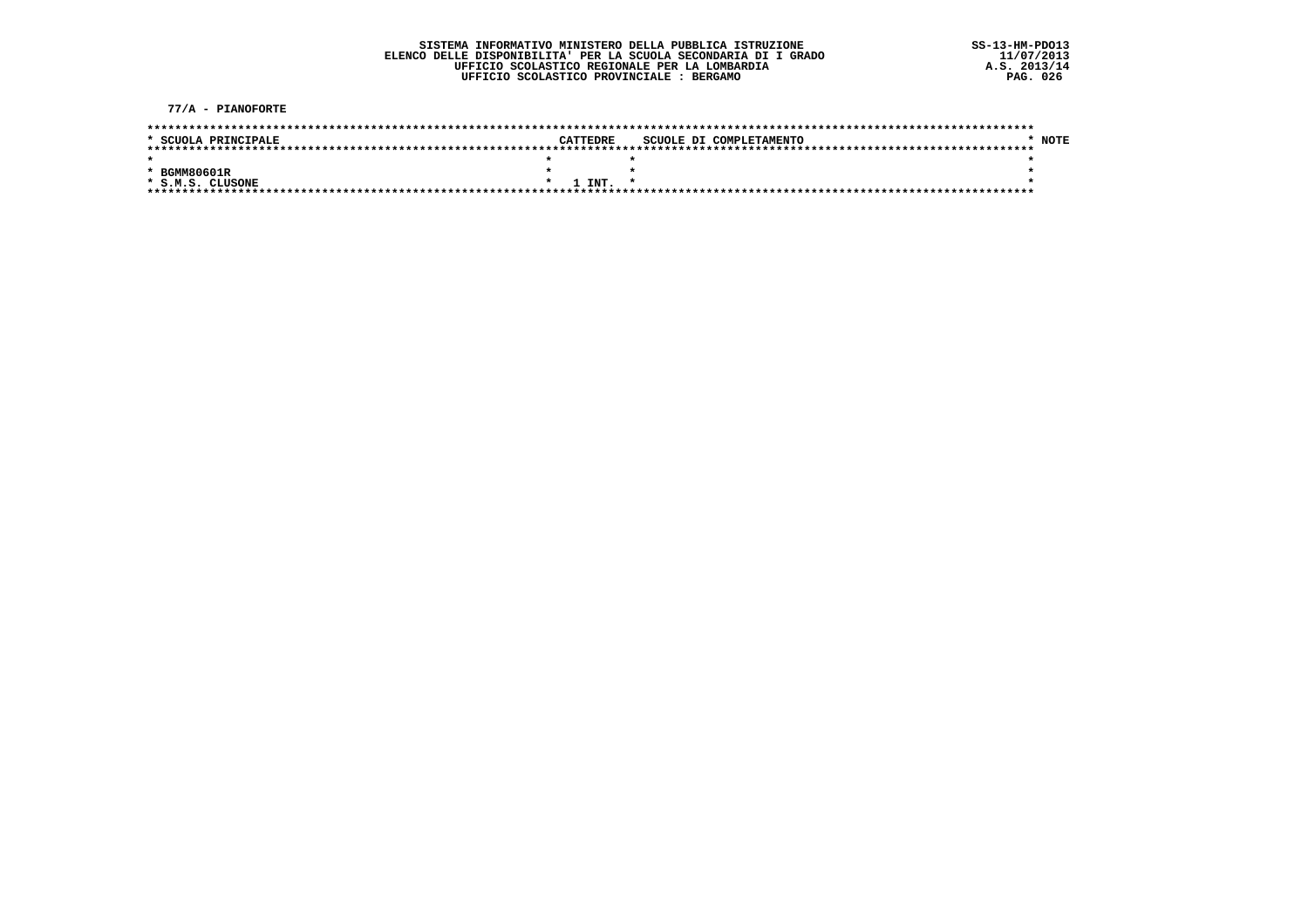77/A - PIANOFORTE

| SCUOLA PRINCIPALE | CATTEDRE | SCUOLE DI COMPLETAMENTO | NOTE |
| --- | --- | --- | --- |
| BGMM80601R<br>S.M.S. CLUSONE | 1 INT. | | |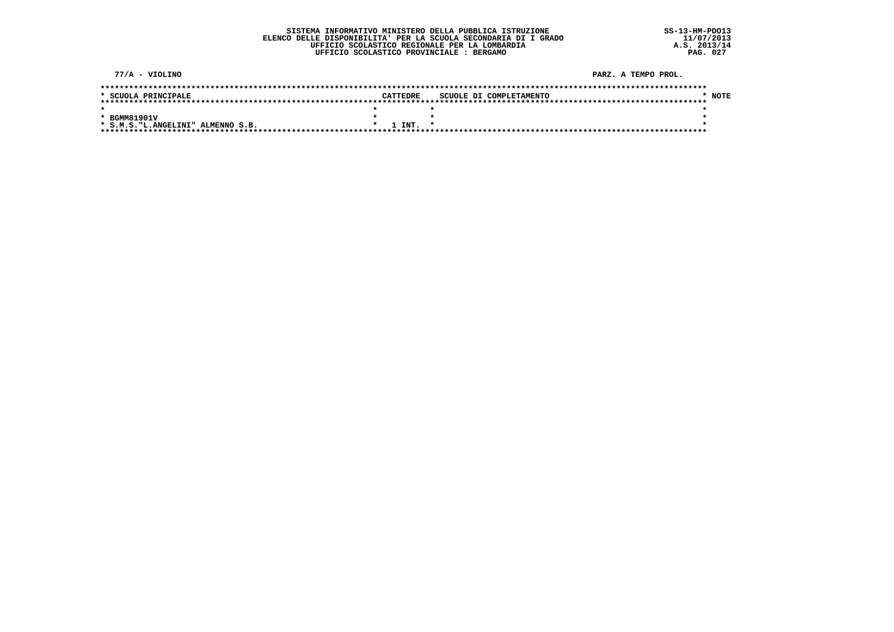SISTEMA INFORMATIVO MINISTERO DELLA PUBBLICA ISTRUZIONE
ELENCO DELLE DISPONIBILITA' PER LA SCUOLA SECONDARIA DI I GRADO
UFFICIO SCOLASTICO REGIONALE PER LA LOMBARDIA
UFFICIO SCOLASTICO PROVINCIALE : BERGAMO

SS-13-HM-PDO13
11/07/2013
A.S. 2013/14

77/A - VIOLINO

PARZ. A TEMPO PROL.

| SCUOLA PRINCIPALE | CATTEDRE | SCUOLE DI COMPLETAMENTO | NOTE |
| --- | --- | --- | --- |
| BGMM81901V<br>S.M.S."L.ANGELINI" ALMENNO S.B. | 1 INT. | | |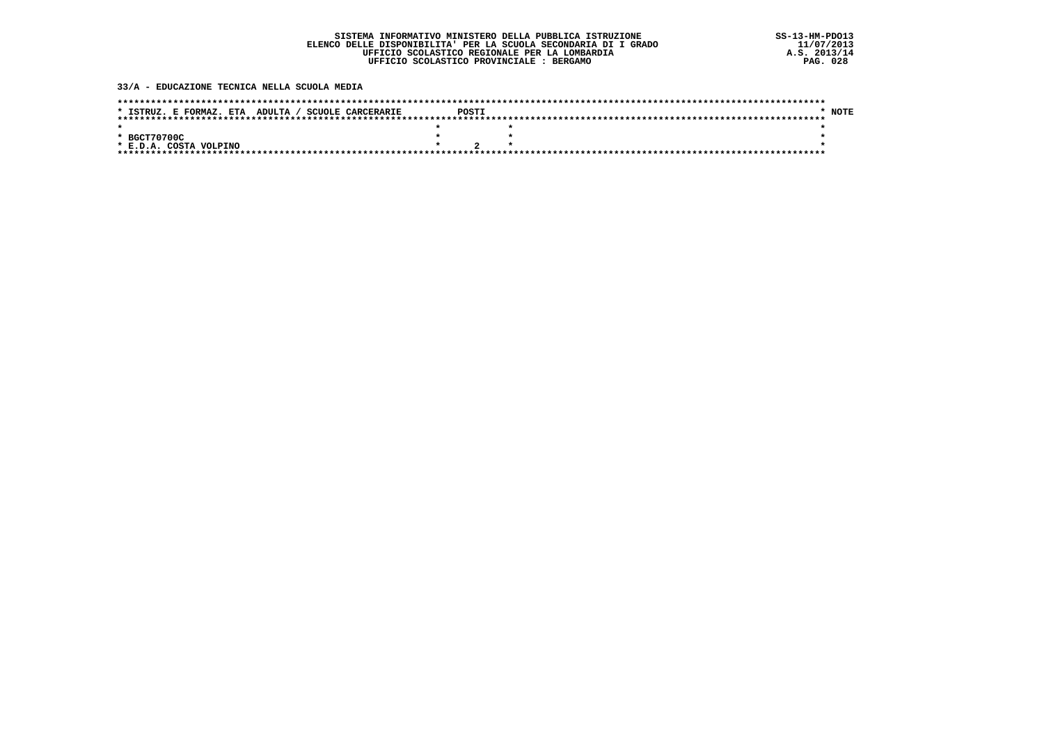SISTEMA INFORMATIVO MINISTERO DELLA PUBBLICA ISTRUZIONE
ELENCO DELLE DISPONIBILITA' PER LA SCUOLA SECONDARIA DI I GRADO
UFFICIO SCOLASTICO REGIONALE PER LA LOMBARDIA
UFFICIO SCOLASTICO PROVINCIALE : BERGAMO

SS-13-HM-PDO13
11/07/2013
A.S. 2013/14

**33/A - EDUCAZIONE TECNICA NELLA SCUOLA MEDIA**

| ISTRUZ. E FORMAZ. ETA ADULTA / SCUOLE CARCERARIE | POSTI | NOTE |
|---|---|---|
| BGCT70700C<br>E.D.A. COSTA VOLPINO | 2 | |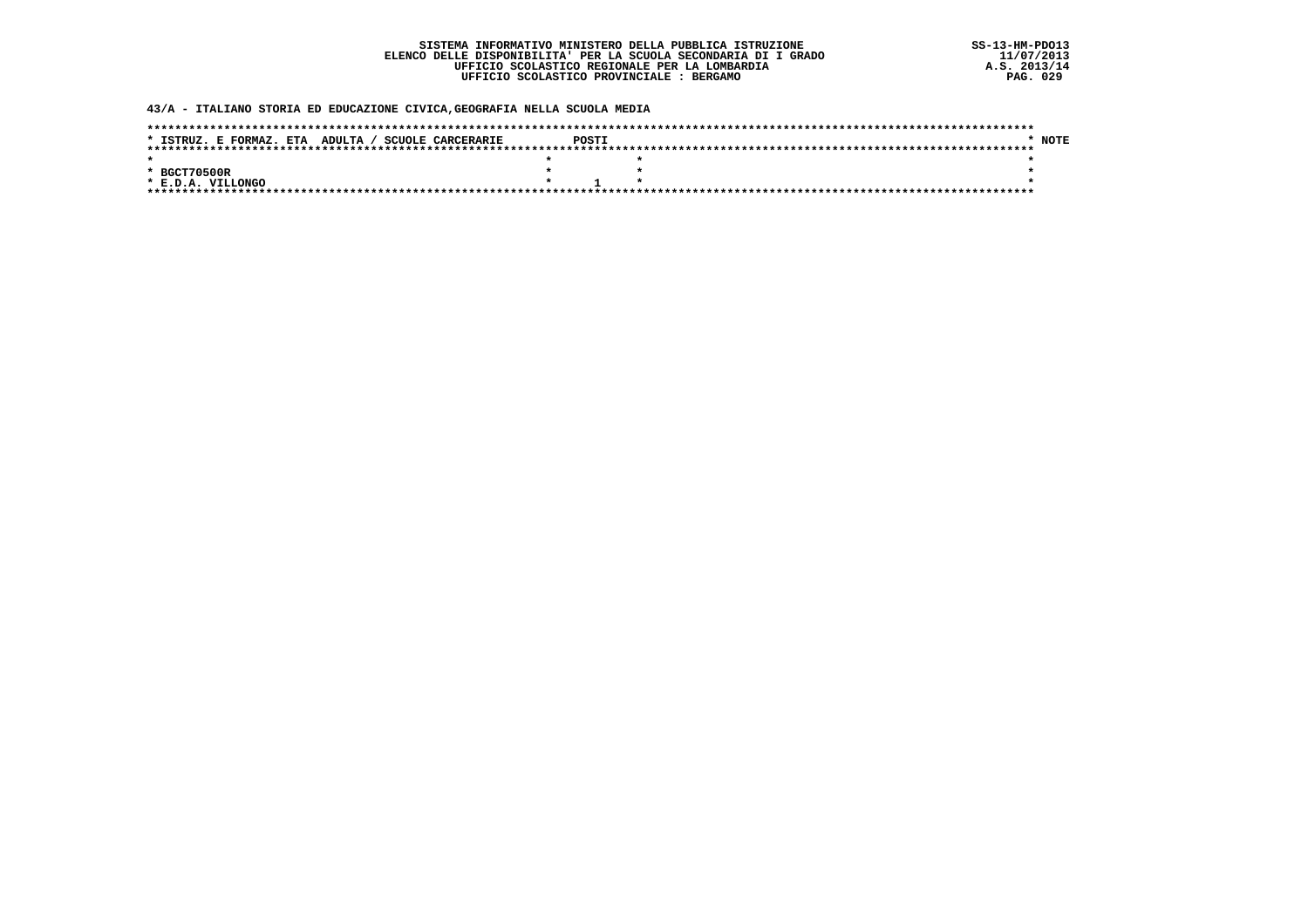SISTEMA INFORMATIVO MINISTERO DELLA PUBBLICA ISTRUZIONE
ELENCO DELLE DISPONIBILITA' PER LA SCUOLA SECONDARIA DI I GRADO
UFFICIO SCOLASTICO REGIONALE PER LA LOMBARDIA
UFFICIO SCOLASTICO PROVINCIALE : BERGAMO

SS-13-HM-PDO13
11/07/2013
A.S. 2013/14

## 43/A - ITALIANO STORIA ED EDUCAZIONE CIVICA,GEOGRAFIA NELLA SCUOLA MEDIA

| ISTRUZ. E FORMAZ. ETA ADULTA / SCUOLE CARCERARIE | POSTI | NOTE |
|---|---|---|
| BGCT70500R<br>E.D.A. VILLONGO | 1 | |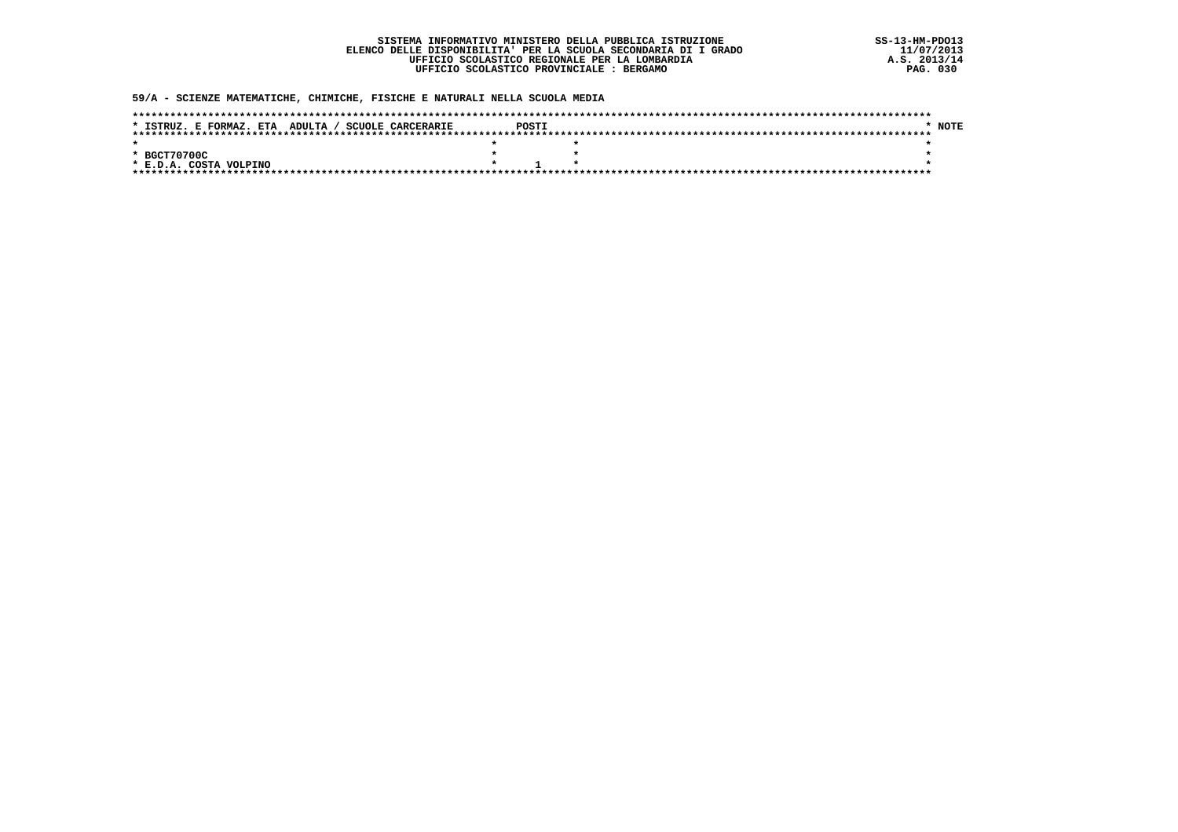SISTEMA INFORMATIVO MINISTERO DELLA PUBBLICA ISTRUZIONE
ELENCO DELLE DISPONIBILITA' PER LA SCUOLA SECONDARIA DI I GRADO
UFFICIO SCOLASTICO REGIONALE PER LA LOMBARDIA
UFFICIO SCOLASTICO PROVINCIALE : BERGAMO

SS-13-HM-PDO13
11/07/2013
A.S. 2013/14

## 59/A - SCIENZE MATEMATICHE, CHIMICHE, FISICHE E NATURALI NELLA SCUOLA MEDIA

| ISTRUZ. E FORMAZ. ETA ADULTA / SCUOLE CARCERARIE | POSTI | NOTE |
|---|---|---|
| BGCT70700C<br>E.D.A. COSTA VOLPINO | 1 | |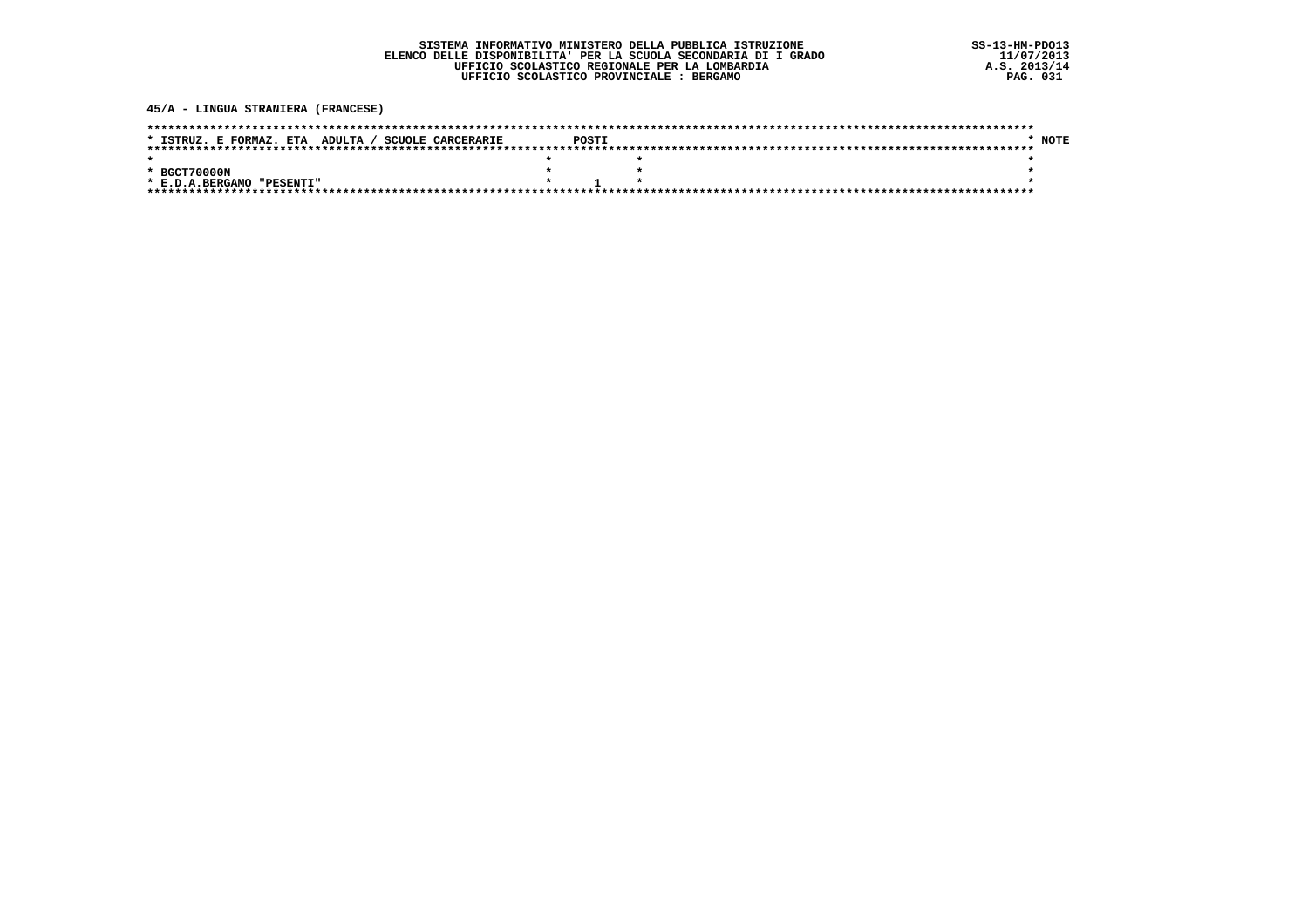SISTEMA INFORMATIVO MINISTERO DELLA PUBBLICA ISTRUZIONE
ELENCO DELLE DISPONIBILITA' PER LA SCUOLA SECONDARIA DI I GRADO
UFFICIO SCOLASTICO REGIONALE PER LA LOMBARDIA
UFFICIO SCOLASTICO PROVINCIALE : BERGAMO

SS-13-HM-PDO13
11/07/2013
A.S. 2013/14

## 45/A - LINGUA STRANIERA (FRANCESE)

| ISTRUZ. E FORMAZ. ETA ADULTA / SCUOLE CARCERARIE | POSTI | NOTE |
|---|---|---|
| BGCT70000N<br>E.D.A.BERGAMO "PESENTI" | 1 | |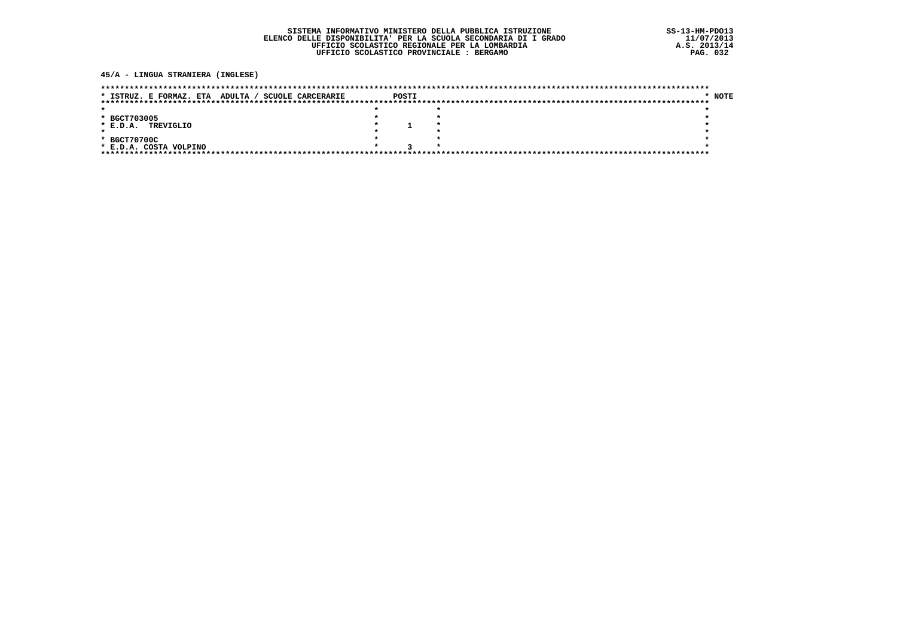SISTEMA INFORMATIVO MINISTERO DELLA PUBBLICA ISTRUZIONE
ELENCO DELLE DISPONIBILITA' PER LA SCUOLA SECONDARIA DI I GRADO
UFFICIO SCOLASTICO REGIONALE PER LA LOMBARDIA
UFFICIO SCOLASTICO PROVINCIALE : BERGAMO

SS-13-HM-PDO13
11/07/2013
A.S. 2013/14

**45/A - LINGUA STRANIERA (INGLESE)**

| ISTRUZ. E FORMAZ. ETA ADULTA / SCUOLE CARCERARIE | POSTI | NOTE |
|---|---|---|
| BGCT703005 E.D.A. TREVIGLIO | 1 | |
| BGCT70700C E.D.A. COSTA VOLPINO | 3 | |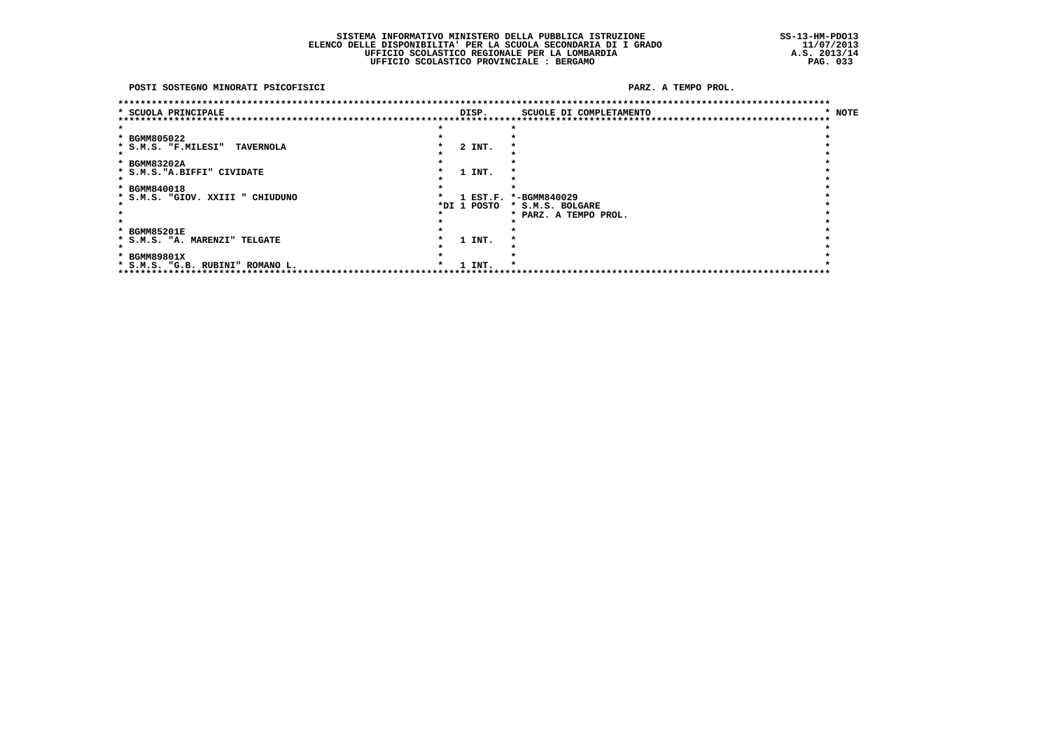SISTEMA INFORMATIVO MINISTERO DELLA PUBBLICA ISTRUZIONE
ELENCO DELLE DISPONIBILITA' PER LA SCUOLA SECONDARIA DI I GRADO
UFFICIO SCOLASTICO REGIONALE PER LA LOMBARDIA
UFFICIO SCOLASTICO PROVINCIALE : BERGAMO

SS-13-HM-PDO13
11/07/2013
A.S. 2013/14

**POSTI SOSTEGNO MINORATI PSICOFISICI** — **PARZ. A TEMPO PROL.**

| SCUOLA PRINCIPALE | DISP. | SCUOLE DI COMPLETAMENTO | NOTE |
|---|---|---|---|
| BGMM805022<br>S.M.S. "F.MILESI" TAVERNOLA | 2 INT. | | |
| BGMM83202A<br>S.M.S."A.BIFFI" CIVIDATE | 1 INT. | | |
| BGMM840018<br>S.M.S. "GIOV. XXIII " CHIUDUNO | 1 EST.F.<br>DI 1 POSTO | -BGMM840029<br>S.M.S. BOLGARE<br>PARZ. A TEMPO PROL. | |
| BGMM85201E<br>S.M.S. "A. MARENZI" TELGATE | 1 INT. | | |
| BGMM89801X<br>S.M.S. "G.B. RUBINI" ROMANO L. | 1 INT. | | |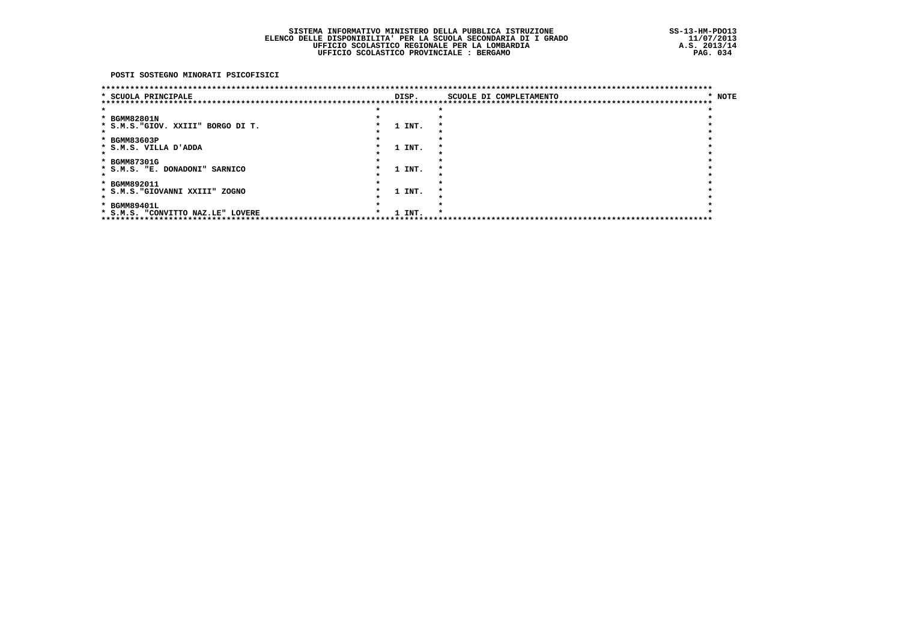**SISTEMA INFORMATIVO MINISTERO DELLA PUBBLICA ISTRUZIONE**
**ELENCO DELLE DISPONIBILITA' PER LA SCUOLA SECONDARIA DI I GRADO**
**UFFICIO SCOLASTICO REGIONALE PER LA LOMBARDIA**
**UFFICIO SCOLASTICO PROVINCIALE : BERGAMO**

SS-13-HM-PDO13
11/07/2013
A.S. 2013/14

**POSTI SOSTEGNO MINORATI PSICOFISICI**

| SCUOLA PRINCIPALE | DISP. | SCUOLE DI COMPLETAMENTO | NOTE |
|---|---|---|---|
| BGMM82801N<br>S.M.S."GIOV. XXIII" BORGO DI T. | 1 INT. | | |
| BGMM83603P<br>S.M.S. VILLA D'ADDA | 1 INT. | | |
| BGMM87301G<br>S.M.S. "E. DONADONI" SARNICO | 1 INT. | | |
| BGMM892011<br>S.M.S."GIOVANNI XXIII" ZOGNO | 1 INT. | | |
| BGMM89401L<br>S.M.S. "CONVITTO NAZ.LE" LOVERE | 1 INT. | | |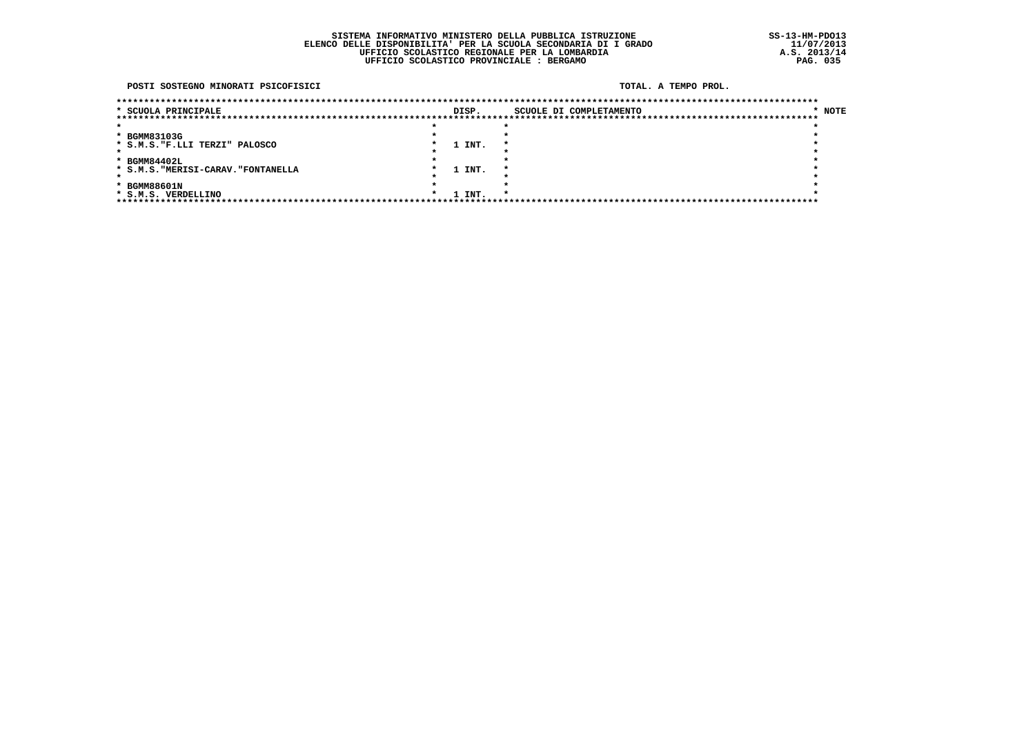SISTEMA INFORMATIVO MINISTERO DELLA PUBBLICA ISTRUZIONE
ELENCO DELLE DISPONIBILITA' PER LA SCUOLA SECONDARIA DI I GRADO
UFFICIO SCOLASTICO REGIONALE PER LA LOMBARDIA
UFFICIO SCOLASTICO PROVINCIALE : BERGAMO

SS-13-HM-PDO13
11/07/2013
A.S. 2013/14

**POSTI SOSTEGNO MINORATI PSICOFISICI** | **TOTAL. A TEMPO PROL.**

| SCUOLA PRINCIPALE | DISP. | SCUOLE DI COMPLETAMENTO | NOTE |
|---|---|---|---|
| BGMM83103G<br>S.M.S."F.LLI TERZI" PALOSCO | 1 INT. | | |
| BGMM84402L<br>S.M.S."MERISI-CARAV."FONTANELLA | 1 INT. | | |
| BGMM88601N<br>S.M.S. VERDELLINO | 1 INT. | | |